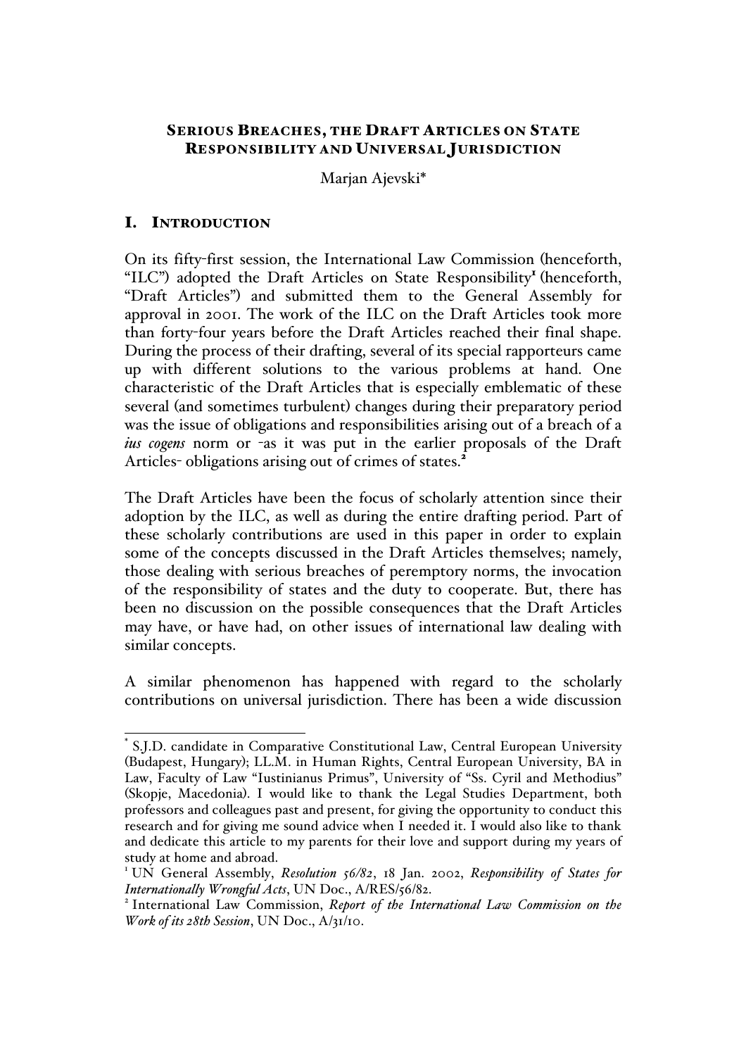# SERIOUS BREACHES, THE DRAFT ARTICLES ON STATE RESPONSIBILITY AND UNIVERSAL JURISDICTION

Marjan Ajevski*

## I. INTRODUCTION

On its fifty-first session, the International Law Commission (henceforth, "ILC") adopted the Draft Articles on State Responsibility[1] (henceforth, "Draft Articles") and submitted them to the General Assembly for approval in 2001. The work of the ILC on the Draft Articles took more than forty-four years before the Draft Articles reached their final shape. During the process of their drafting, several of its special rapporteurs came up with different solutions to the various problems at hand. One characteristic of the Draft Articles that is especially emblematic of these several (and sometimes turbulent) changes during their preparatory period was the issue of obligations and responsibilities arising out of a breach of a *ius cogens* norm or -as it was put in the earlier proposals of the Draft Articles- obligations arising out of crimes of states.[2]

The Draft Articles have been the focus of scholarly attention since their adoption by the ILC, as well as during the entire drafting period. Part of these scholarly contributions are used in this paper in order to explain some of the concepts discussed in the Draft Articles themselves; namely, those dealing with serious breaches of peremptory norms, the invocation of the responsibility of states and the duty to cooperate. But, there has been no discussion on the possible consequences that the Draft Articles may have, or have had, on other issues of international law dealing with similar concepts.

A similar phenomenon has happened with regard to the scholarly contributions on universal jurisdiction. There has been a wide discussion

---

\* S.J.D. candidate in Comparative Constitutional Law, Central European University (Budapest, Hungary); LL.M. in Human Rights, Central European University, BA in Law, Faculty of Law "Iustinianus Primus", University of "Ss. Cyril and Methodius" (Skopje, Macedonia). I would like to thank the Legal Studies Department, both professors and colleagues past and present, for giving the opportunity to conduct this research and for giving me sound advice when I needed it. I would also like to thank and dedicate this article to my parents for their love and support during my years of study at home and abroad.

[1] UN General Assembly, *Resolution 56/82*, 18 Jan. 2002, *Responsibility of States for Internationally Wrongful Acts*, UN Doc., A/RES/56/82.

[2] International Law Commission, *Report of the International Law Commission on the Work of its 28th Session*, UN Doc., A/31/10.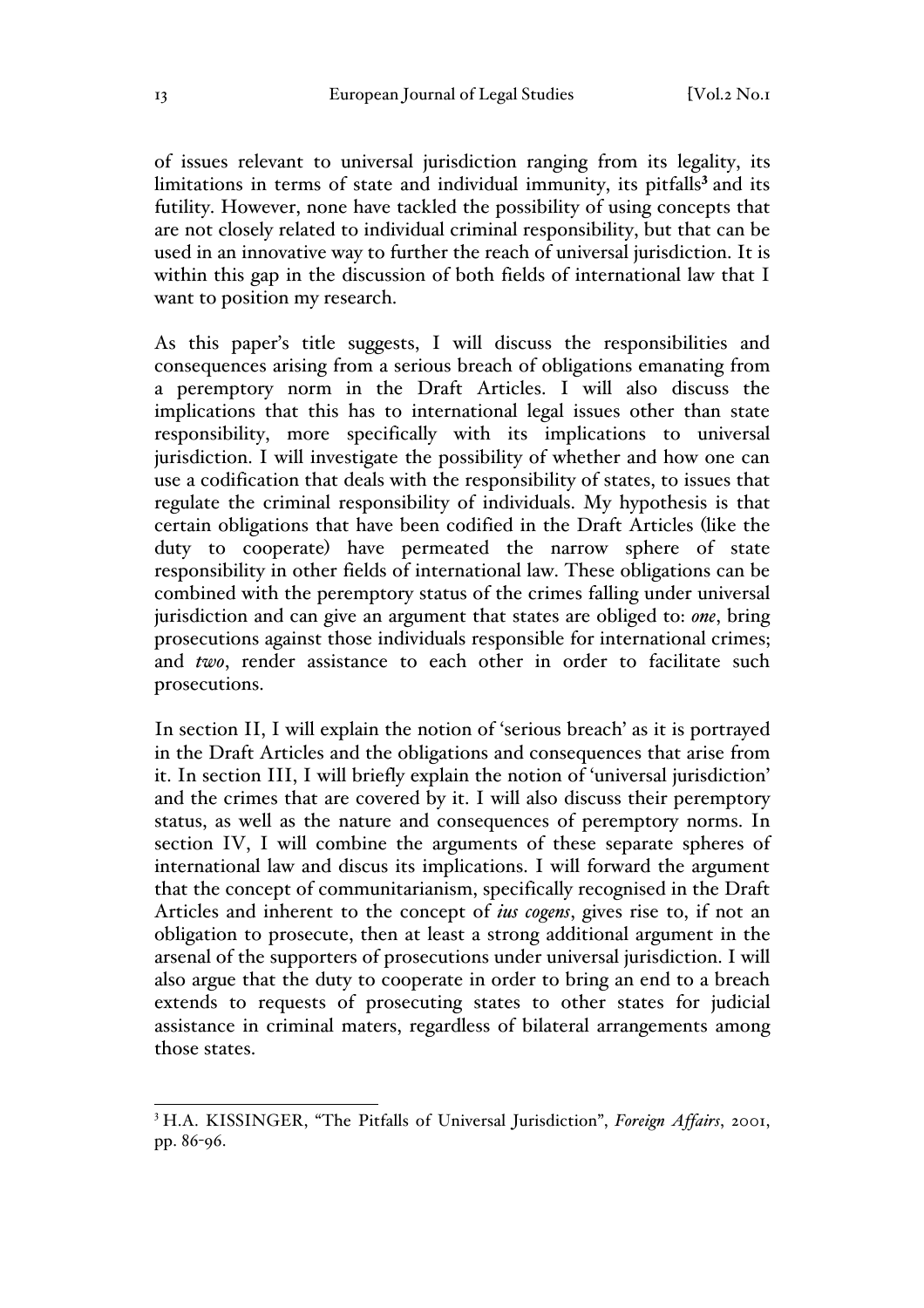of issues relevant to universal jurisdiction ranging from its legality, its limitations in terms of state and individual immunity, its pitfalls[3] and its futility. However, none have tackled the possibility of using concepts that are not closely related to individual criminal responsibility, but that can be used in an innovative way to further the reach of universal jurisdiction. It is within this gap in the discussion of both fields of international law that I want to position my research.

As this paper's title suggests, I will discuss the responsibilities and consequences arising from a serious breach of obligations emanating from a peremptory norm in the Draft Articles. I will also discuss the implications that this has to international legal issues other than state responsibility, more specifically with its implications to universal jurisdiction. I will investigate the possibility of whether and how one can use a codification that deals with the responsibility of states, to issues that regulate the criminal responsibility of individuals. My hypothesis is that certain obligations that have been codified in the Draft Articles (like the duty to cooperate) have permeated the narrow sphere of state responsibility in other fields of international law. These obligations can be combined with the peremptory status of the crimes falling under universal jurisdiction and can give an argument that states are obliged to: *one*, bring prosecutions against those individuals responsible for international crimes; and *two*, render assistance to each other in order to facilitate such prosecutions.

In section II, I will explain the notion of 'serious breach' as it is portrayed in the Draft Articles and the obligations and consequences that arise from it. In section III, I will briefly explain the notion of 'universal jurisdiction' and the crimes that are covered by it. I will also discuss their peremptory status, as well as the nature and consequences of peremptory norms. In section IV, I will combine the arguments of these separate spheres of international law and discus its implications. I will forward the argument that the concept of communitarianism, specifically recognised in the Draft Articles and inherent to the concept of *ius cogens*, gives rise to, if not an obligation to prosecute, then at least a strong additional argument in the arsenal of the supporters of prosecutions under universal jurisdiction. I will also argue that the duty to cooperate in order to bring an end to a breach extends to requests of prosecuting states to other states for judicial assistance in criminal maters, regardless of bilateral arrangements among those states.

---

[3] H.A. KISSINGER, "The Pitfalls of Universal Jurisdiction", *Foreign Affairs*, 2001, pp. 86-96.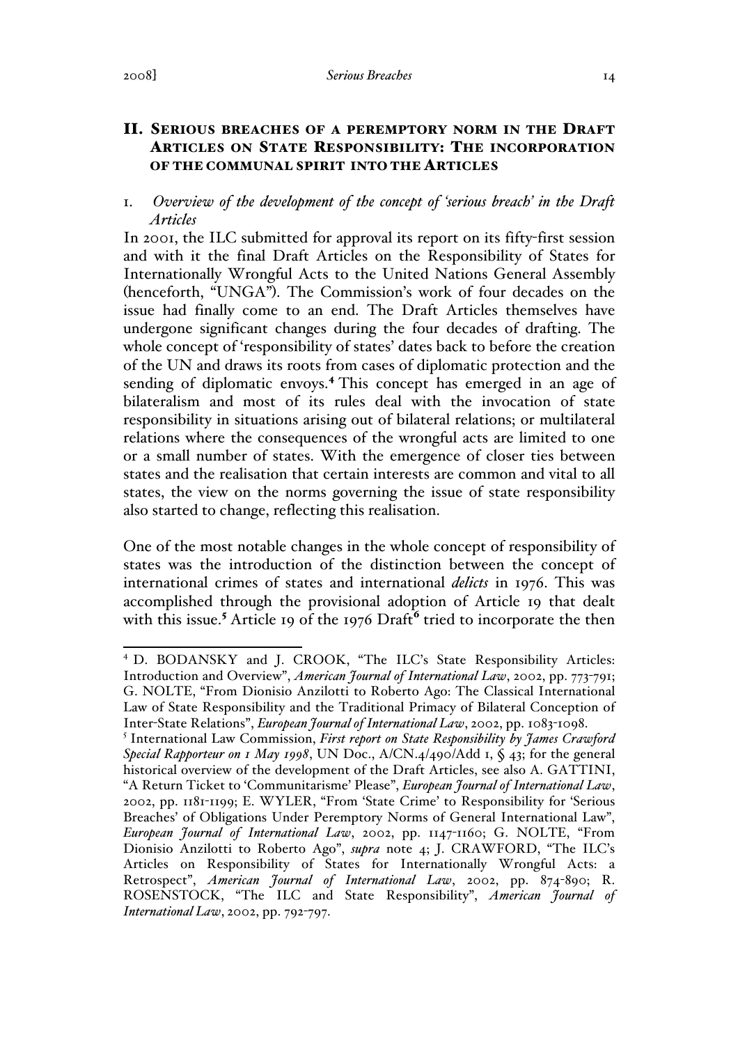## II. Serious breaches of a peremptory norm in the Draft Articles on State Responsibility: The incorporation of the communal spirit into the Articles

### 1. *Overview of the development of the concept of 'serious breach' in the Draft Articles*

In 2001, the ILC submitted for approval its report on its fifty-first session and with it the final Draft Articles on the Responsibility of States for Internationally Wrongful Acts to the United Nations General Assembly (henceforth, "UNGA"). The Commission's work of four decades on the issue had finally come to an end. The Draft Articles themselves have undergone significant changes during the four decades of drafting. The whole concept of 'responsibility of states' dates back to before the creation of the UN and draws its roots from cases of diplomatic protection and the sending of diplomatic envoys.[4] This concept has emerged in an age of bilateralism and most of its rules deal with the invocation of state responsibility in situations arising out of bilateral relations; or multilateral relations where the consequences of the wrongful acts are limited to one or a small number of states. With the emergence of closer ties between states and the realisation that certain interests are common and vital to all states, the view on the norms governing the issue of state responsibility also started to change, reflecting this realisation.

One of the most notable changes in the whole concept of responsibility of states was the introduction of the distinction between the concept of international crimes of states and international *delicts* in 1976. This was accomplished through the provisional adoption of Article 19 that dealt with this issue.[5] Article 19 of the 1976 Draft[6] tried to incorporate the then

---

[4] D. BODANSKY and J. CROOK, "The ILC's State Responsibility Articles: Introduction and Overview", *American Journal of International Law*, 2002, pp. 773-791; G. NOLTE, "From Dionisio Anzilotti to Roberto Ago: The Classical International Law of State Responsibility and the Traditional Primacy of Bilateral Conception of Inter-State Relations", *European Journal of International Law*, 2002, pp. 1083-1098.

[5] International Law Commission, *First report on State Responsibility by James Crawford Special Rapporteur on 1 May 1998*, UN Doc., A/CN.4/490/Add 1, § 43; for the general historical overview of the development of the Draft Articles, see also A. GATTINI, "A Return Ticket to 'Communitarisme' Please", *European Journal of International Law*, 2002, pp. 1181-1199; E. WYLER, "From 'State Crime' to Responsibility for 'Serious Breaches' of Obligations Under Peremptory Norms of General International Law", *European Journal of International Law*, 2002, pp. 1147-1160; G. NOLTE, "From Dionisio Anzilotti to Roberto Ago", *supra* note 4; J. CRAWFORD, "The ILC's Articles on Responsibility of States for Internationally Wrongful Acts: a Retrospect", *American Journal of International Law*, 2002, pp. 874-890; R. ROSENSTOCK, "The ILC and State Responsibility", *American Journal of International Law*, 2002, pp. 792-797.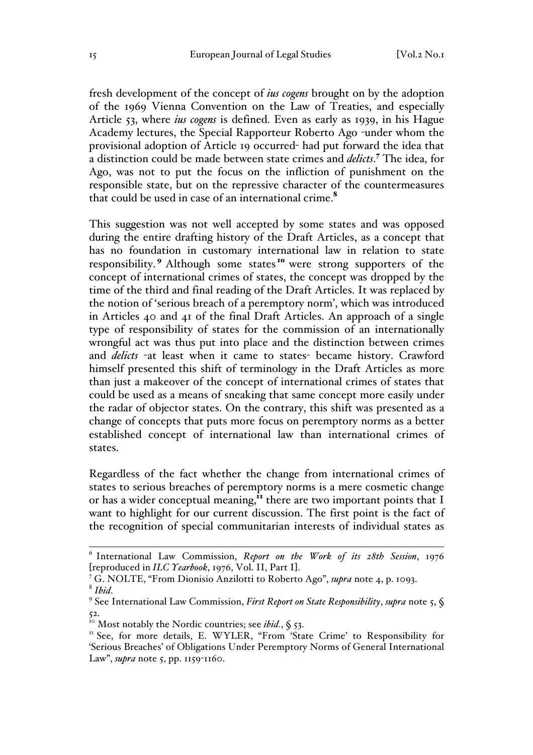fresh development of the concept of *ius cogens* brought on by the adoption of the 1969 Vienna Convention on the Law of Treaties, and especially Article 53, where *ius cogens* is defined. Even as early as 1939, in his Hague Academy lectures, the Special Rapporteur Roberto Ago -under whom the provisional adoption of Article 19 occurred- had put forward the idea that a distinction could be made between state crimes and *delicts*.[7] The idea, for Ago, was not to put the focus on the infliction of punishment on the responsible state, but on the repressive character of the countermeasures that could be used in case of an international crime.[8]

This suggestion was not well accepted by some states and was opposed during the entire drafting history of the Draft Articles, as a concept that has no foundation in customary international law in relation to state responsibility.[9] Although some states[10] were strong supporters of the concept of international crimes of states, the concept was dropped by the time of the third and final reading of the Draft Articles. It was replaced by the notion of 'serious breach of a peremptory norm', which was introduced in Articles 40 and 41 of the final Draft Articles. An approach of a single type of responsibility of states for the commission of an internationally wrongful act was thus put into place and the distinction between crimes and *delicts* -at least when it came to states- became history. Crawford himself presented this shift of terminology in the Draft Articles as more than just a makeover of the concept of international crimes of states that could be used as a means of sneaking that same concept more easily under the radar of objector states. On the contrary, this shift was presented as a change of concepts that puts more focus on peremptory norms as a better established concept of international law than international crimes of states.

Regardless of the fact whether the change from international crimes of states to serious breaches of peremptory norms is a mere cosmetic change or has a wider conceptual meaning,[11] there are two important points that I want to highlight for our current discussion. The first point is the fact of the recognition of special communitarian interests of individual states as

---

[6] International Law Commission, *Report on the Work of its 28th Session*, 1976 [reproduced in *ILC Yearbook*, 1976, Vol. II, Part I].

[7] G. NOLTE, "From Dionisio Anzilotti to Roberto Ago", *supra* note 4, p. 1093.

[8] *Ibid.*

[9] See International Law Commission, *First Report on State Responsibility*, *supra* note 5, § 52.

[10] Most notably the Nordic countries; see *ibid.*, § 53.

[11] See, for more details, E. WYLER, "From 'State Crime' to Responsibility for 'Serious Breaches' of Obligations Under Peremptory Norms of General International Law", *supra* note 5, pp. 1159-1160.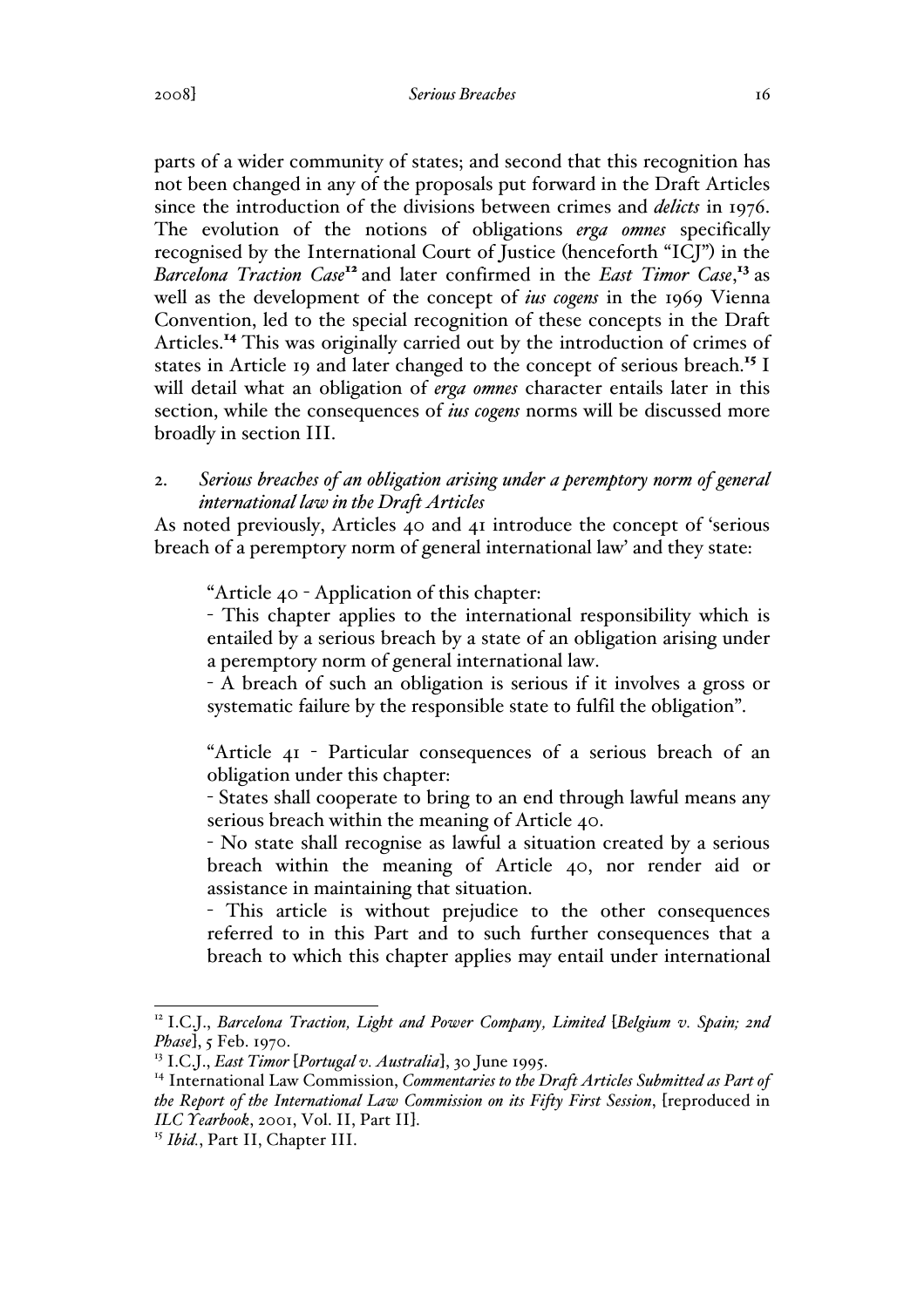parts of a wider community of states; and second that this recognition has not been changed in any of the proposals put forward in the Draft Articles since the introduction of the divisions between crimes and *delicts* in 1976. The evolution of the notions of obligations *erga omnes* specifically recognised by the International Court of Justice (henceforth "ICJ") in the *Barcelona Traction Case*[12] and later confirmed in the *East Timor Case*,[13] as well as the development of the concept of *ius cogens* in the 1969 Vienna Convention, led to the special recognition of these concepts in the Draft Articles.[14] This was originally carried out by the introduction of crimes of states in Article 19 and later changed to the concept of serious breach.[15] I will detail what an obligation of *erga omnes* character entails later in this section, while the consequences of *ius cogens* norms will be discussed more broadly in section III.

### 2. *Serious breaches of an obligation arising under a peremptory norm of general international law in the Draft Articles*

As noted previously, Articles 40 and 41 introduce the concept of 'serious breach of a peremptory norm of general international law' and they state:

> "Article 40 - Application of this chapter:
>
> - This chapter applies to the international responsibility which is entailed by a serious breach by a state of an obligation arising under a peremptory norm of general international law.
>
> - A breach of such an obligation is serious if it involves a gross or systematic failure by the responsible state to fulfil the obligation".
>
> "Article 41 - Particular consequences of a serious breach of an obligation under this chapter:
>
> - States shall cooperate to bring to an end through lawful means any serious breach within the meaning of Article 40.
>
> - No state shall recognise as lawful a situation created by a serious breach within the meaning of Article 40, nor render aid or assistance in maintaining that situation.
>
> - This article is without prejudice to the other consequences referred to in this Part and to such further consequences that a breach to which this chapter applies may entail under international

---

[12] I.C.J., *Barcelona Traction, Light and Power Company, Limited* [*Belgium v. Spain; 2nd Phase*], 5 Feb. 1970.

[13] I.C.J., *East Timor* [*Portugal v. Australia*], 30 June 1995.

[14] International Law Commission, *Commentaries to the Draft Articles Submitted as Part of the Report of the International Law Commission on its Fifty First Session*, [reproduced in *ILC Yearbook*, 2001, Vol. II, Part II].

[15] *Ibid.*, Part II, Chapter III.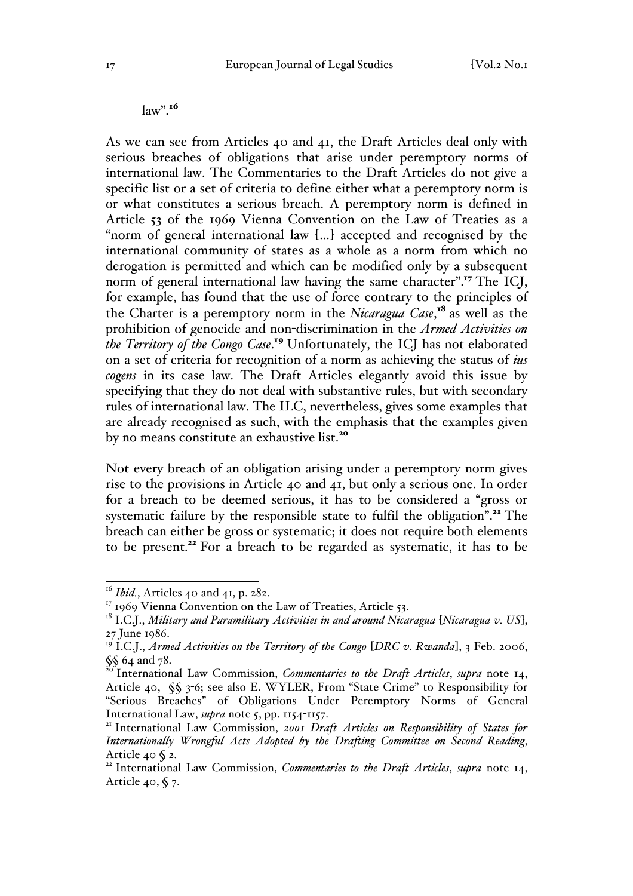law".[16]

As we can see from Articles 40 and 41, the Draft Articles deal only with serious breaches of obligations that arise under peremptory norms of international law. The Commentaries to the Draft Articles do not give a specific list or a set of criteria to define either what a peremptory norm is or what constitutes a serious breach. A peremptory norm is defined in Article 53 of the 1969 Vienna Convention on the Law of Treaties as a "norm of general international law [...] accepted and recognised by the international community of states as a whole as a norm from which no derogation is permitted and which can be modified only by a subsequent norm of general international law having the same character".[17] The ICJ, for example, has found that the use of force contrary to the principles of the Charter is a peremptory norm in the *Nicaragua Case*,[18] as well as the prohibition of genocide and non-discrimination in the *Armed Activities on the Territory of the Congo Case*.[19] Unfortunately, the ICJ has not elaborated on a set of criteria for recognition of a norm as achieving the status of *ius cogens* in its case law. The Draft Articles elegantly avoid this issue by specifying that they do not deal with substantive rules, but with secondary rules of international law. The ILC, nevertheless, gives some examples that are already recognised as such, with the emphasis that the examples given by no means constitute an exhaustive list.[20]

Not every breach of an obligation arising under a peremptory norm gives rise to the provisions in Article 40 and 41, but only a serious one. In order for a breach to be deemed serious, it has to be considered a "gross or systematic failure by the responsible state to fulfil the obligation".[21] The breach can either be gross or systematic; it does not require both elements to be present.[22] For a breach to be regarded as systematic, it has to be

---

[16] *Ibid.*, Articles 40 and 41, p. 282.

[17] 1969 Vienna Convention on the Law of Treaties, Article 53.

[18] I.C.J., *Military and Paramilitary Activities in and around Nicaragua* [*Nicaragua v. US*], 27 June 1986.

[19] I.C.J., *Armed Activities on the Territory of the Congo* [*DRC v. Rwanda*], 3 Feb. 2006, §§ 64 and 78.

[20] International Law Commission, *Commentaries to the Draft Articles*, *supra* note 14, Article 40, §§ 3-6; see also E. WYLER, From "State Crime" to Responsibility for "Serious Breaches" of Obligations Under Peremptory Norms of General International Law, *supra* note 5, pp. 1154-1157.

[21] International Law Commission, *2001 Draft Articles on Responsibility of States for Internationally Wrongful Acts Adopted by the Drafting Committee on Second Reading*, Article 40 § 2.

[22] International Law Commission, *Commentaries to the Draft Articles*, *supra* note 14, Article 40, § 7.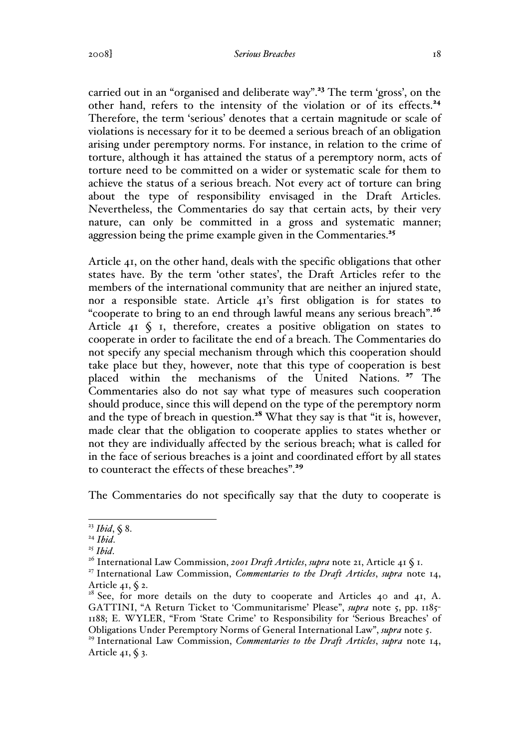carried out in an "organised and deliberate way".[23] The term 'gross', on the other hand, refers to the intensity of the violation or of its effects.[24] Therefore, the term 'serious' denotes that a certain magnitude or scale of violations is necessary for it to be deemed a serious breach of an obligation arising under peremptory norms. For instance, in relation to the crime of torture, although it has attained the status of a peremptory norm, acts of torture need to be committed on a wider or systematic scale for them to achieve the status of a serious breach. Not every act of torture can bring about the type of responsibility envisaged in the Draft Articles. Nevertheless, the Commentaries do say that certain acts, by their very nature, can only be committed in a gross and systematic manner; aggression being the prime example given in the Commentaries.[25]

Article 41, on the other hand, deals with the specific obligations that other states have. By the term 'other states', the Draft Articles refer to the members of the international community that are neither an injured state, nor a responsible state. Article 41's first obligation is for states to "cooperate to bring to an end through lawful means any serious breach".[26] Article 41 § 1, therefore, creates a positive obligation on states to cooperate in order to facilitate the end of a breach. The Commentaries do not specify any special mechanism through which this cooperation should take place but they, however, note that this type of cooperation is best placed within the mechanisms of the United Nations.[27] The Commentaries also do not say what type of measures such cooperation should produce, since this will depend on the type of the peremptory norm and the type of breach in question.[28] What they say is that "it is, however, made clear that the obligation to cooperate applies to states whether or not they are individually affected by the serious breach; what is called for in the face of serious breaches is a joint and coordinated effort by all states to counteract the effects of these breaches".[29]

The Commentaries do not specifically say that the duty to cooperate is

---

[23] *Ibid*, § 8.

[24] *Ibid*.

[25] *Ibid*.

[26] International Law Commission, *2001 Draft Articles*, *supra* note 21, Article 41 § 1.

[27] International Law Commission, *Commentaries to the Draft Articles*, *supra* note 14, Article 41, § 2.

[28] See, for more details on the duty to cooperate and Articles 40 and 41, A. GATTINI, "A Return Ticket to 'Communitarisme' Please", *supra* note 5, pp. 1185-1188; E. WYLER, "From 'State Crime' to Responsibility for 'Serious Breaches' of Obligations Under Peremptory Norms of General International Law", *supra* note 5.

[29] International Law Commission, *Commentaries to the Draft Articles*, *supra* note 14, Article 41, § 3.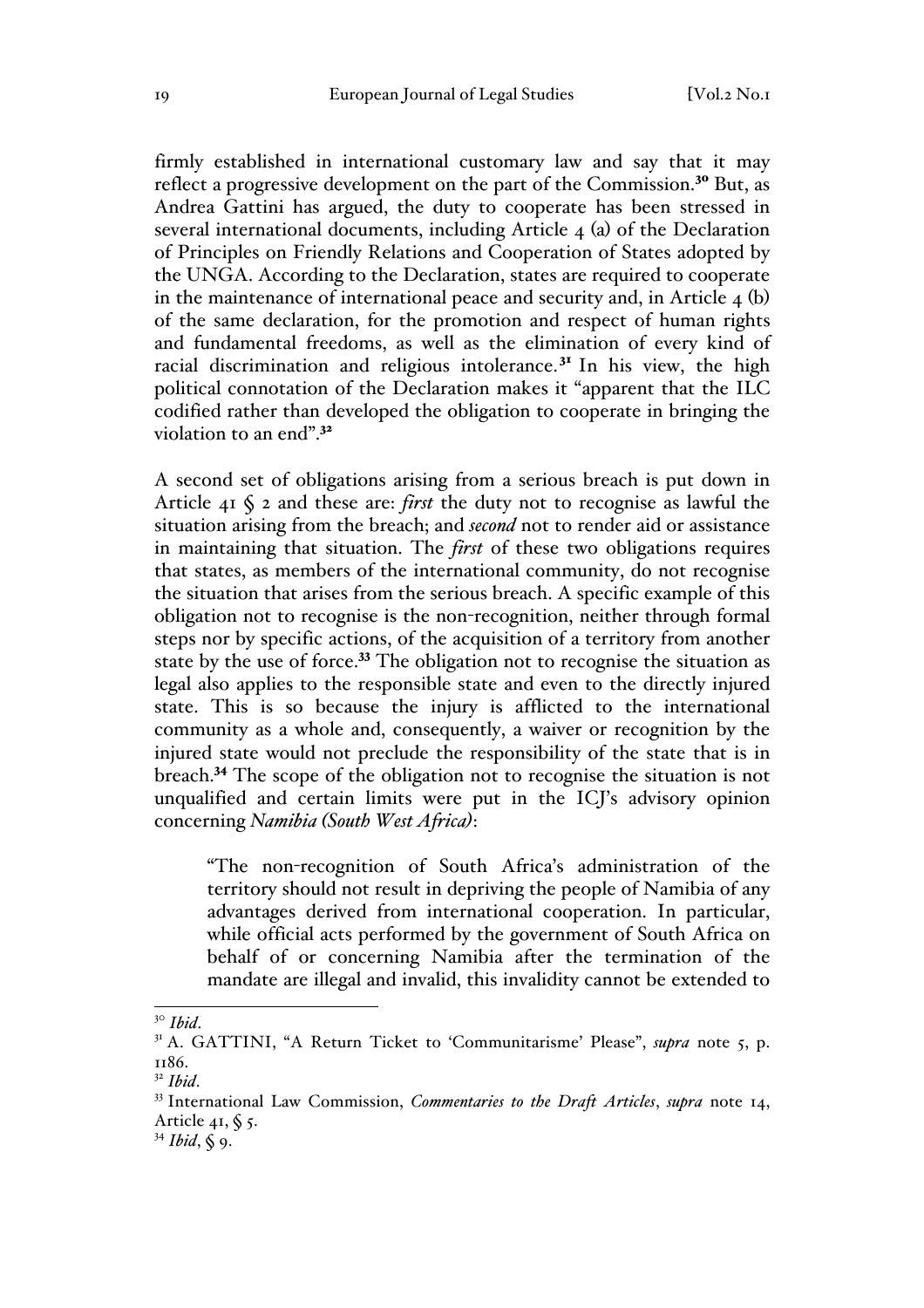firmly established in international customary law and say that it may reflect a progressive development on the part of the Commission.[30] But, as Andrea Gattini has argued, the duty to cooperate has been stressed in several international documents, including Article 4 (a) of the Declaration of Principles on Friendly Relations and Cooperation of States adopted by the UNGA. According to the Declaration, states are required to cooperate in the maintenance of international peace and security and, in Article 4 (b) of the same declaration, for the promotion and respect of human rights and fundamental freedoms, as well as the elimination of every kind of racial discrimination and religious intolerance.[31] In his view, the high political connotation of the Declaration makes it "apparent that the ILC codified rather than developed the obligation to cooperate in bringing the violation to an end".[32]

A second set of obligations arising from a serious breach is put down in Article 41 § 2 and these are: *first* the duty not to recognise as lawful the situation arising from the breach; and *second* not to render aid or assistance in maintaining that situation. The *first* of these two obligations requires that states, as members of the international community, do not recognise the situation that arises from the serious breach. A specific example of this obligation not to recognise is the non-recognition, neither through formal steps nor by specific actions, of the acquisition of a territory from another state by the use of force.[33] The obligation not to recognise the situation as legal also applies to the responsible state and even to the directly injured state. This is so because the injury is afflicted to the international community as a whole and, consequently, a waiver or recognition by the injured state would not preclude the responsibility of the state that is in breach.[34] The scope of the obligation not to recognise the situation is not unqualified and certain limits were put in the ICJ's advisory opinion concerning *Namibia (South West Africa)*:

> "The non-recognition of South Africa's administration of the territory should not result in depriving the people of Namibia of any advantages derived from international cooperation. In particular, while official acts performed by the government of South Africa on behalf of or concerning Namibia after the termination of the mandate are illegal and invalid, this invalidity cannot be extended to

---

[30] *Ibid*.

[31] A. GATTINI, "A Return Ticket to 'Communitarisme' Please", *supra* note 5, p. 1186.

[32] *Ibid*.

[33] International Law Commission, *Commentaries to the Draft Articles*, *supra* note 14, Article 41, § 5.

[34] *Ibid*, § 9.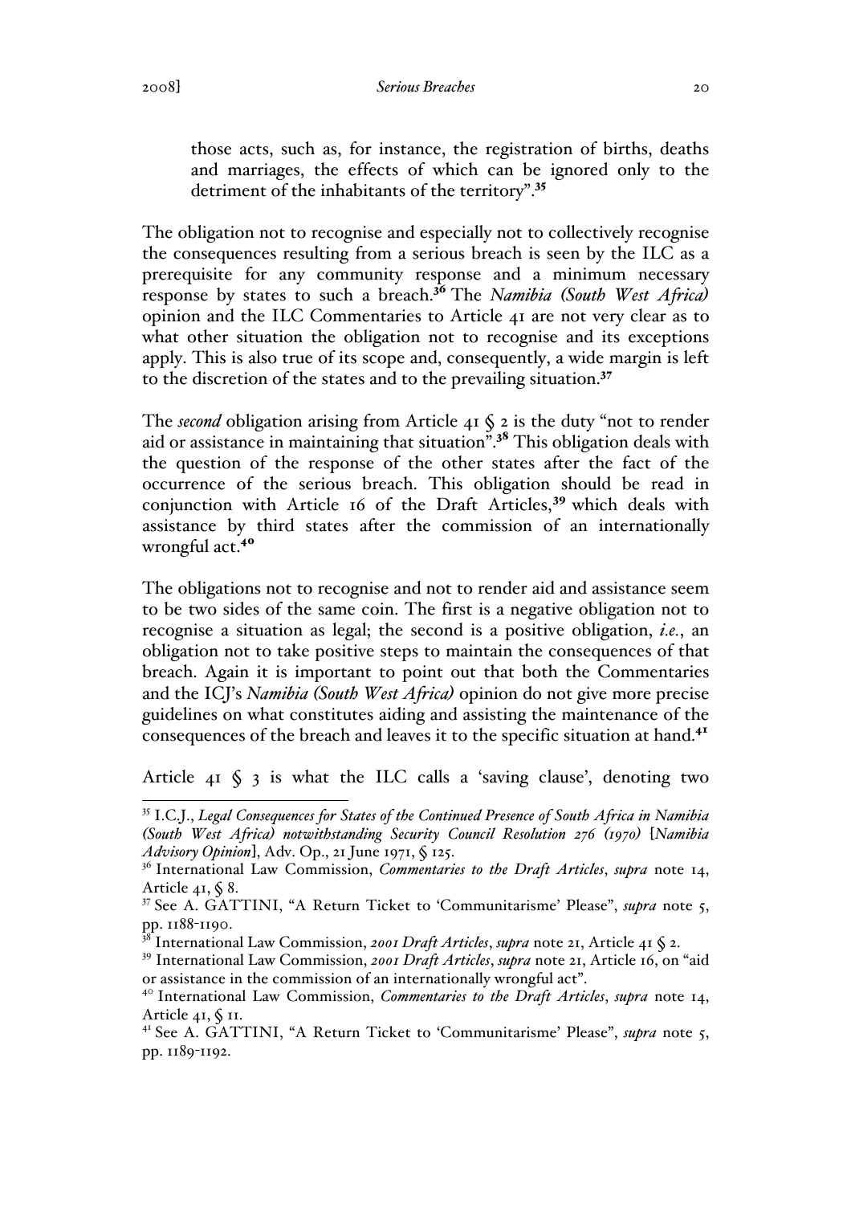> those acts, such as, for instance, the registration of births, deaths and marriages, the effects of which can be ignored only to the detriment of the inhabitants of the territory".[35]

The obligation not to recognise and especially not to collectively recognise the consequences resulting from a serious breach is seen by the ILC as a prerequisite for any community response and a minimum necessary response by states to such a breach.[36] The *Namibia (South West Africa)* opinion and the ILC Commentaries to Article 41 are not very clear as to what other situation the obligation not to recognise and its exceptions apply. This is also true of its scope and, consequently, a wide margin is left to the discretion of the states and to the prevailing situation.[37]

The *second* obligation arising from Article 41 § 2 is the duty "not to render aid or assistance in maintaining that situation".[38] This obligation deals with the question of the response of the other states after the fact of the occurrence of the serious breach. This obligation should be read in conjunction with Article 16 of the Draft Articles,[39] which deals with assistance by third states after the commission of an internationally wrongful act.[40]

The obligations not to recognise and not to render aid and assistance seem to be two sides of the same coin. The first is a negative obligation not to recognise a situation as legal; the second is a positive obligation, *i.e.*, an obligation not to take positive steps to maintain the consequences of that breach. Again it is important to point out that both the Commentaries and the ICJ's *Namibia (South West Africa)* opinion do not give more precise guidelines on what constitutes aiding and assisting the maintenance of the consequences of the breach and leaves it to the specific situation at hand.[41]

Article 41 § 3 is what the ILC calls a 'saving clause', denoting two

---

[35] I.C.J., *Legal Consequences for States of the Continued Presence of South Africa in Namibia (South West Africa) notwithstanding Security Council Resolution 276 (1970)* [*Namibia Advisory Opinion*], Adv. Op., 21 June 1971, § 125.

[36] International Law Commission, *Commentaries to the Draft Articles*, *supra* note 14, Article 41, § 8.

[37] See A. GATTINI, "A Return Ticket to 'Communitarisme' Please", *supra* note 5, pp. 1188-1190.

[38] International Law Commission, *2001 Draft Articles*, *supra* note 21, Article 41 § 2.

[39] International Law Commission, *2001 Draft Articles*, *supra* note 21, Article 16, on "aid or assistance in the commission of an internationally wrongful act".

[40] International Law Commission, *Commentaries to the Draft Articles*, *supra* note 14, Article 41, § 11.

[41] See A. GATTINI, "A Return Ticket to 'Communitarisme' Please", *supra* note 5, pp. 1189-1192.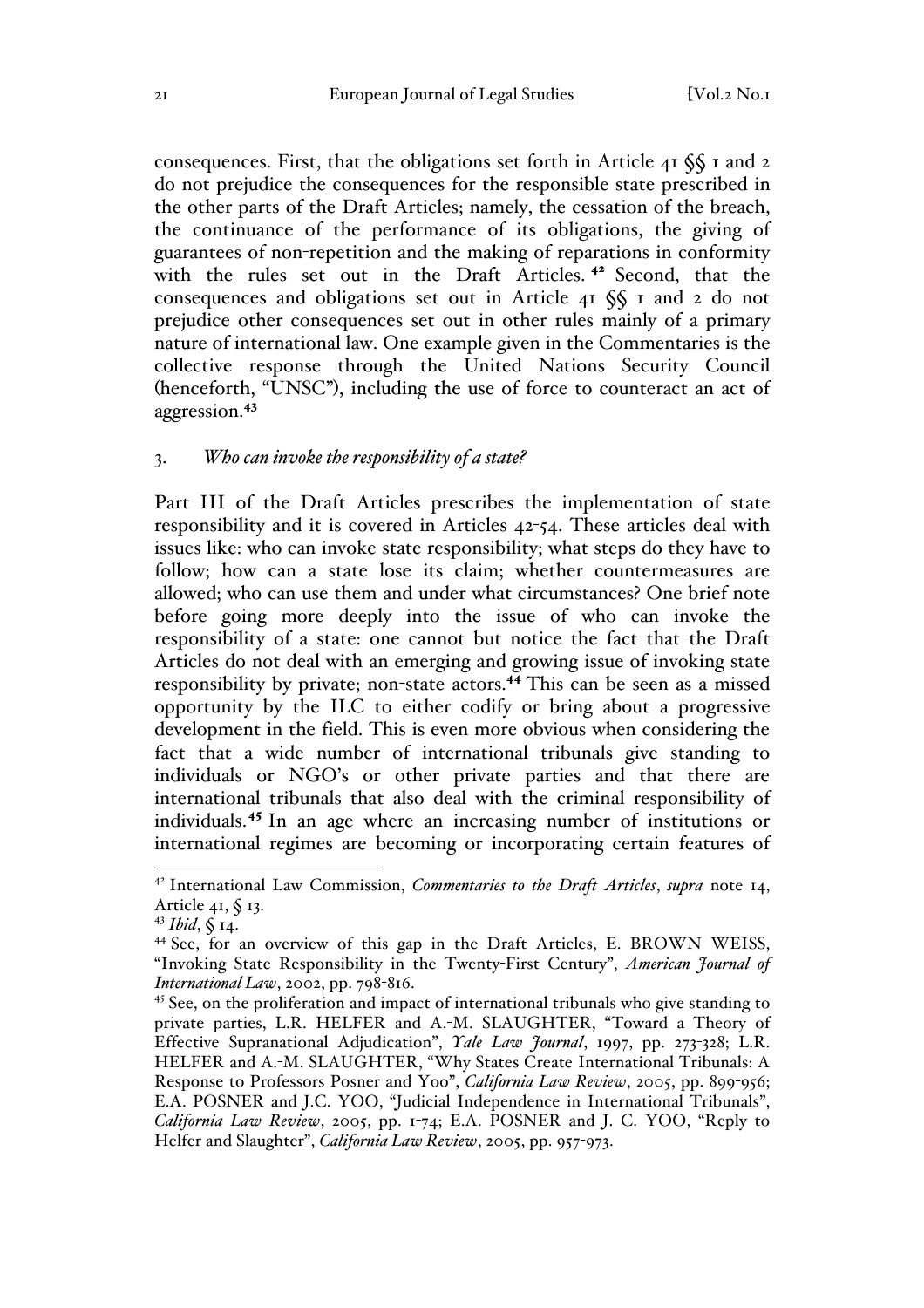consequences. First, that the obligations set forth in Article 41 §§ 1 and 2 do not prejudice the consequences for the responsible state prescribed in the other parts of the Draft Articles; namely, the cessation of the breach, the continuance of the performance of its obligations, the giving of guarantees of non-repetition and the making of reparations in conformity with the rules set out in the Draft Articles.[42] Second, that the consequences and obligations set out in Article 41 §§ 1 and 2 do not prejudice other consequences set out in other rules mainly of a primary nature of international law. One example given in the Commentaries is the collective response through the United Nations Security Council (henceforth, "UNSC"), including the use of force to counteract an act of aggression.[43]

### 3. *Who can invoke the responsibility of a state?*

Part III of the Draft Articles prescribes the implementation of state responsibility and it is covered in Articles 42-54. These articles deal with issues like: who can invoke state responsibility; what steps do they have to follow; how can a state lose its claim; whether countermeasures are allowed; who can use them and under what circumstances? One brief note before going more deeply into the issue of who can invoke the responsibility of a state: one cannot but notice the fact that the Draft Articles do not deal with an emerging and growing issue of invoking state responsibility by private; non-state actors.[44] This can be seen as a missed opportunity by the ILC to either codify or bring about a progressive development in the field. This is even more obvious when considering the fact that a wide number of international tribunals give standing to individuals or NGO's or other private parties and that there are international tribunals that also deal with the criminal responsibility of individuals.[45] In an age where an increasing number of institutions or international regimes are becoming or incorporating certain features of

---

[42] International Law Commission, *Commentaries to the Draft Articles*, *supra* note 14, Article 41, § 13.

[43] *Ibid*, § 14.

[44] See, for an overview of this gap in the Draft Articles, E. BROWN WEISS, "Invoking State Responsibility in the Twenty-First Century", *American Journal of International Law*, 2002, pp. 798-816.

[45] See, on the proliferation and impact of international tribunals who give standing to private parties, L.R. HELFER and A.-M. SLAUGHTER, "Toward a Theory of Effective Supranational Adjudication", *Yale Law Journal*, 1997, pp. 273-328; L.R. HELFER and A.-M. SLAUGHTER, "Why States Create International Tribunals: A Response to Professors Posner and Yoo", *California Law Review*, 2005, pp. 899-956; E.A. POSNER and J.C. YOO, "Judicial Independence in International Tribunals", *California Law Review*, 2005, pp. 1-74; E.A. POSNER and J. C. YOO, "Reply to Helfer and Slaughter", *California Law Review*, 2005, pp. 957-973.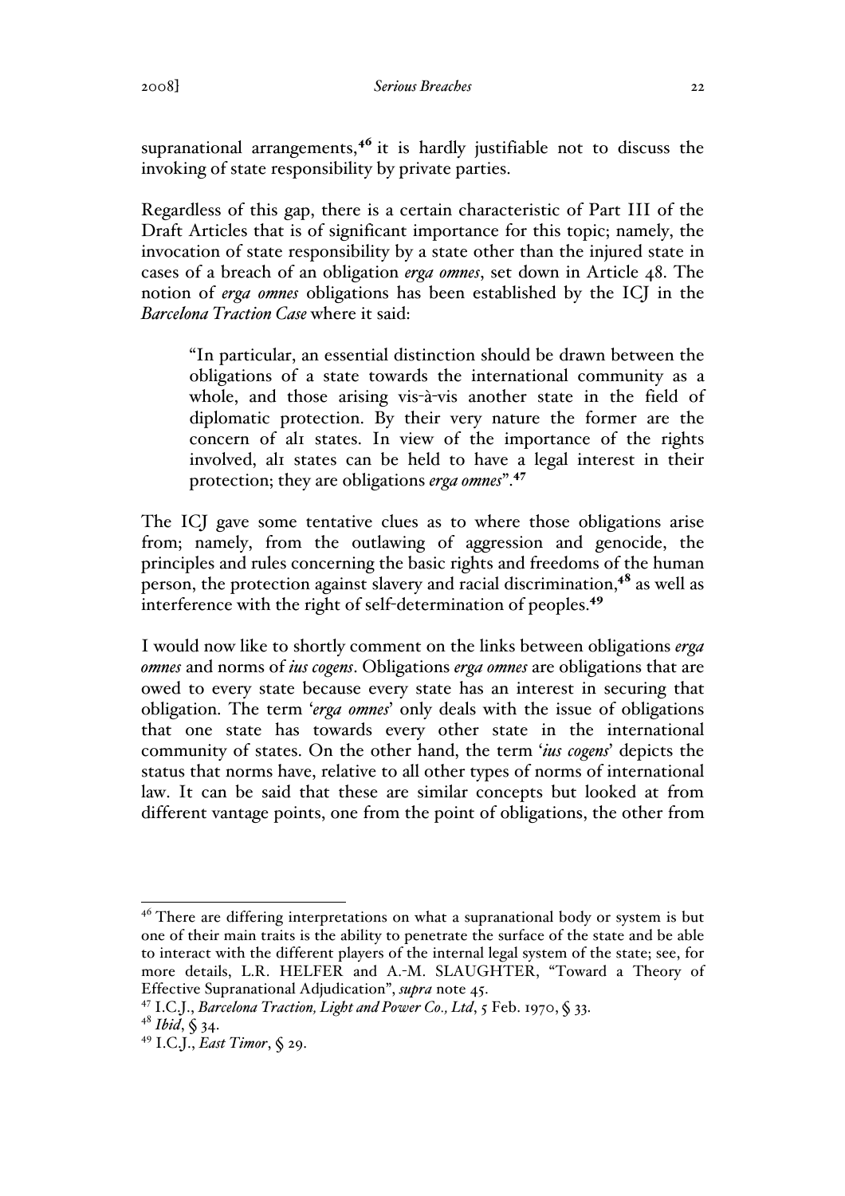supranational arrangements,[46] it is hardly justifiable not to discuss the invoking of state responsibility by private parties.

Regardless of this gap, there is a certain characteristic of Part III of the Draft Articles that is of significant importance for this topic; namely, the invocation of state responsibility by a state other than the injured state in cases of a breach of an obligation *erga omnes*, set down in Article 48. The notion of *erga omnes* obligations has been established by the ICJ in the *Barcelona Traction Case* where it said:

> "In particular, an essential distinction should be drawn between the obligations of a state towards the international community as a whole, and those arising vis-à-vis another state in the field of diplomatic protection. By their very nature the former are the concern of all states. In view of the importance of the rights involved, all states can be held to have a legal interest in their protection; they are obligations *erga omnes*".[47]

The ICJ gave some tentative clues as to where those obligations arise from; namely, from the outlawing of aggression and genocide, the principles and rules concerning the basic rights and freedoms of the human person, the protection against slavery and racial discrimination,[48] as well as interference with the right of self-determination of peoples.[49]

I would now like to shortly comment on the links between obligations *erga omnes* and norms of *ius cogens*. Obligations *erga omnes* are obligations that are owed to every state because every state has an interest in securing that obligation. The term '*erga omnes*' only deals with the issue of obligations that one state has towards every other state in the international community of states. On the other hand, the term '*ius cogens*' depicts the status that norms have, relative to all other types of norms of international law. It can be said that these are similar concepts but looked at from different vantage points, one from the point of obligations, the other from

---

[46] There are differing interpretations on what a supranational body or system is but one of their main traits is the ability to penetrate the surface of the state and be able to interact with the different players of the internal legal system of the state; see, for more details, L.R. HELFER and A.-M. SLAUGHTER, "Toward a Theory of Effective Supranational Adjudication", *supra* note 45.

[47] I.C.J., *Barcelona Traction, Light and Power Co., Ltd*, 5 Feb. 1970, § 33.

[48] *Ibid*, § 34.

[49] I.C.J., *East Timor*, § 29.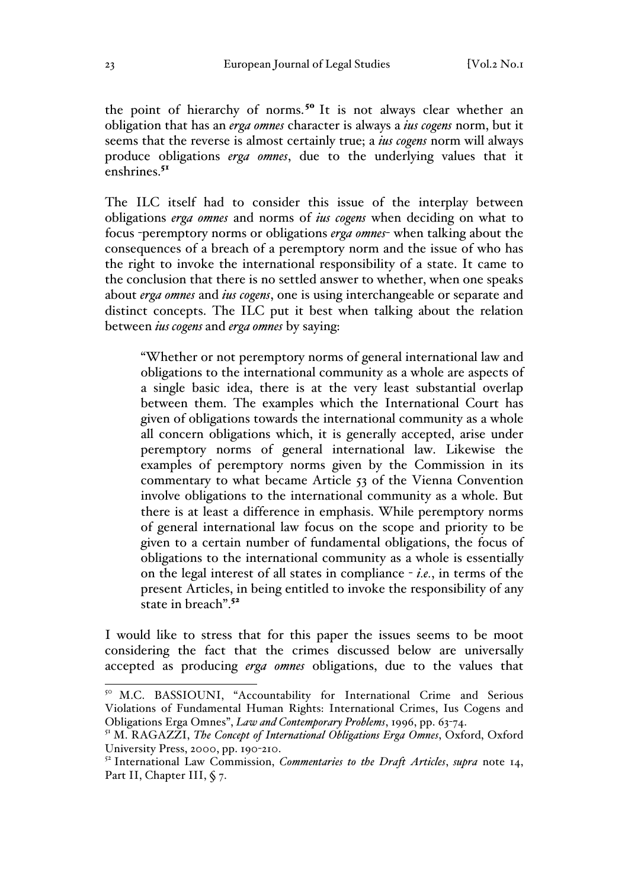the point of hierarchy of norms.[50] It is not always clear whether an obligation that has an *erga omnes* character is always a *ius cogens* norm, but it seems that the reverse is almost certainly true; a *ius cogens* norm will always produce obligations *erga omnes*, due to the underlying values that it enshrines.[51]

The ILC itself had to consider this issue of the interplay between obligations *erga omnes* and norms of *ius cogens* when deciding on what to focus -peremptory norms or obligations *erga omnes*- when talking about the consequences of a breach of a peremptory norm and the issue of who has the right to invoke the international responsibility of a state. It came to the conclusion that there is no settled answer to whether, when one speaks about *erga omnes* and *ius cogens*, one is using interchangeable or separate and distinct concepts. The ILC put it best when talking about the relation between *ius cogens* and *erga omnes* by saying:

> "Whether or not peremptory norms of general international law and obligations to the international community as a whole are aspects of a single basic idea, there is at the very least substantial overlap between them. The examples which the International Court has given of obligations towards the international community as a whole all concern obligations which, it is generally accepted, arise under peremptory norms of general international law. Likewise the examples of peremptory norms given by the Commission in its commentary to what became Article 53 of the Vienna Convention involve obligations to the international community as a whole. But there is at least a difference in emphasis. While peremptory norms of general international law focus on the scope and priority to be given to a certain number of fundamental obligations, the focus of obligations to the international community as a whole is essentially on the legal interest of all states in compliance - *i.e.*, in terms of the present Articles, in being entitled to invoke the responsibility of any state in breach".[52]

I would like to stress that for this paper the issues seems to be moot considering the fact that the crimes discussed below are universally accepted as producing *erga omnes* obligations, due to the values that

---

[50] M.C. BASSIOUNI, "Accountability for International Crime and Serious Violations of Fundamental Human Rights: International Crimes, Ius Cogens and Obligations Erga Omnes", *Law and Contemporary Problems*, 1996, pp. 63-74.

[51] M. RAGAZZI, *The Concept of International Obligations Erga Omnes*, Oxford, Oxford University Press, 2000, pp. 190-210.

[52] International Law Commission, *Commentaries to the Draft Articles*, *supra* note 14, Part II, Chapter III, § 7.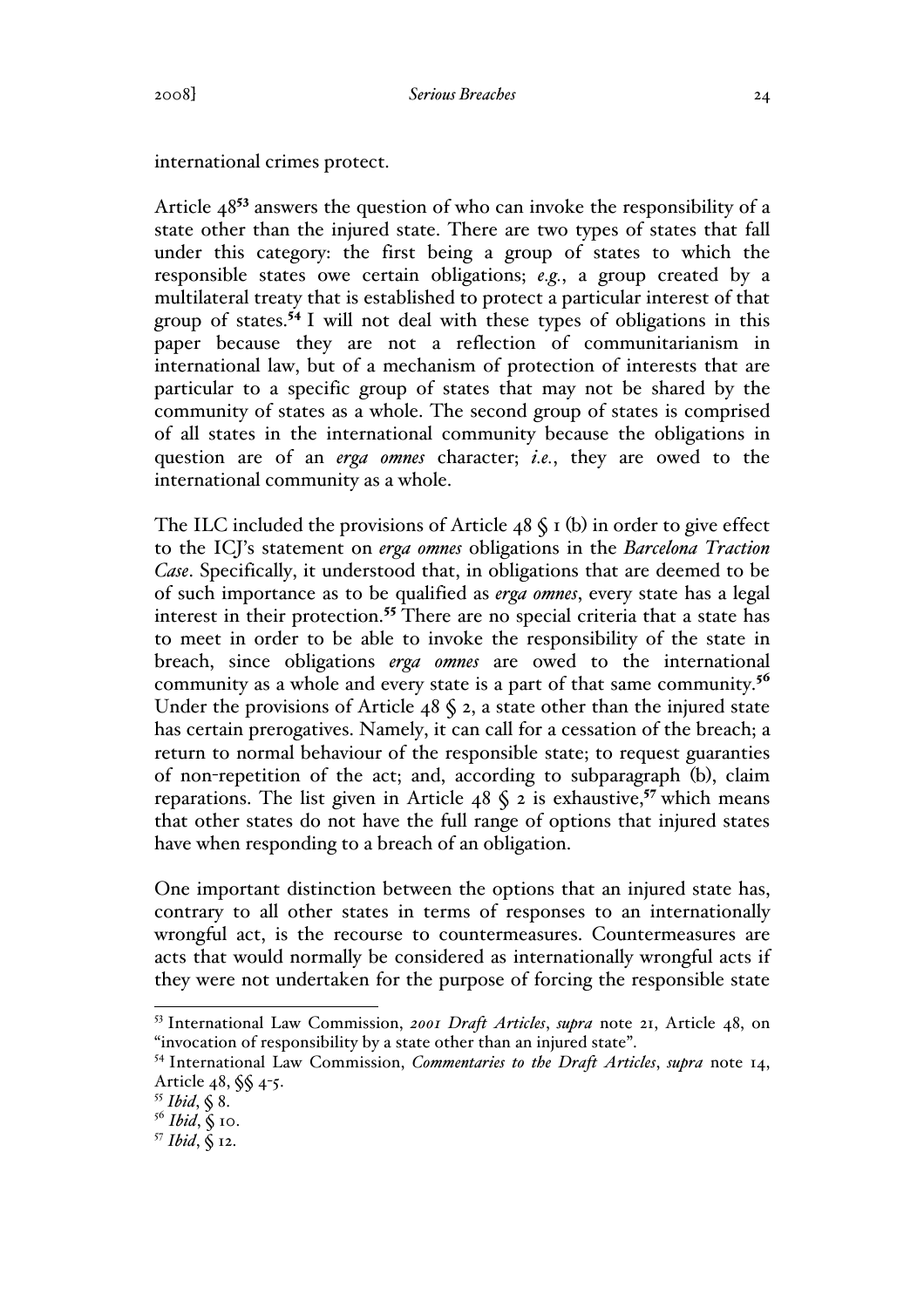international crimes protect.

Article 48[53] answers the question of who can invoke the responsibility of a state other than the injured state. There are two types of states that fall under this category: the first being a group of states to which the responsible states owe certain obligations; *e.g.*, a group created by a multilateral treaty that is established to protect a particular interest of that group of states.[54] I will not deal with these types of obligations in this paper because they are not a reflection of communitarianism in international law, but of a mechanism of protection of interests that are particular to a specific group of states that may not be shared by the community of states as a whole. The second group of states is comprised of all states in the international community because the obligations in question are of an *erga omnes* character; *i.e.*, they are owed to the international community as a whole.

The ILC included the provisions of Article 48 § 1 (b) in order to give effect to the ICJ's statement on *erga omnes* obligations in the *Barcelona Traction Case*. Specifically, it understood that, in obligations that are deemed to be of such importance as to be qualified as *erga omnes*, every state has a legal interest in their protection.[55] There are no special criteria that a state has to meet in order to be able to invoke the responsibility of the state in breach, since obligations *erga omnes* are owed to the international community as a whole and every state is a part of that same community.[56] Under the provisions of Article 48 § 2, a state other than the injured state has certain prerogatives. Namely, it can call for a cessation of the breach; a return to normal behaviour of the responsible state; to request guaranties of non-repetition of the act; and, according to subparagraph (b), claim reparations. The list given in Article 48 § 2 is exhaustive,[57] which means that other states do not have the full range of options that injured states have when responding to a breach of an obligation.

One important distinction between the options that an injured state has, contrary to all other states in terms of responses to an internationally wrongful act, is the recourse to countermeasures. Countermeasures are acts that would normally be considered as internationally wrongful acts if they were not undertaken for the purpose of forcing the responsible state

---

[53] International Law Commission, *2001 Draft Articles*, *supra* note 21, Article 48, on "invocation of responsibility by a state other than an injured state".

[54] International Law Commission, *Commentaries to the Draft Articles*, *supra* note 14, Article 48, §§ 4-5.

[55] *Ibid*, § 8.

[56] *Ibid*, § 10.

[57] *Ibid*, § 12.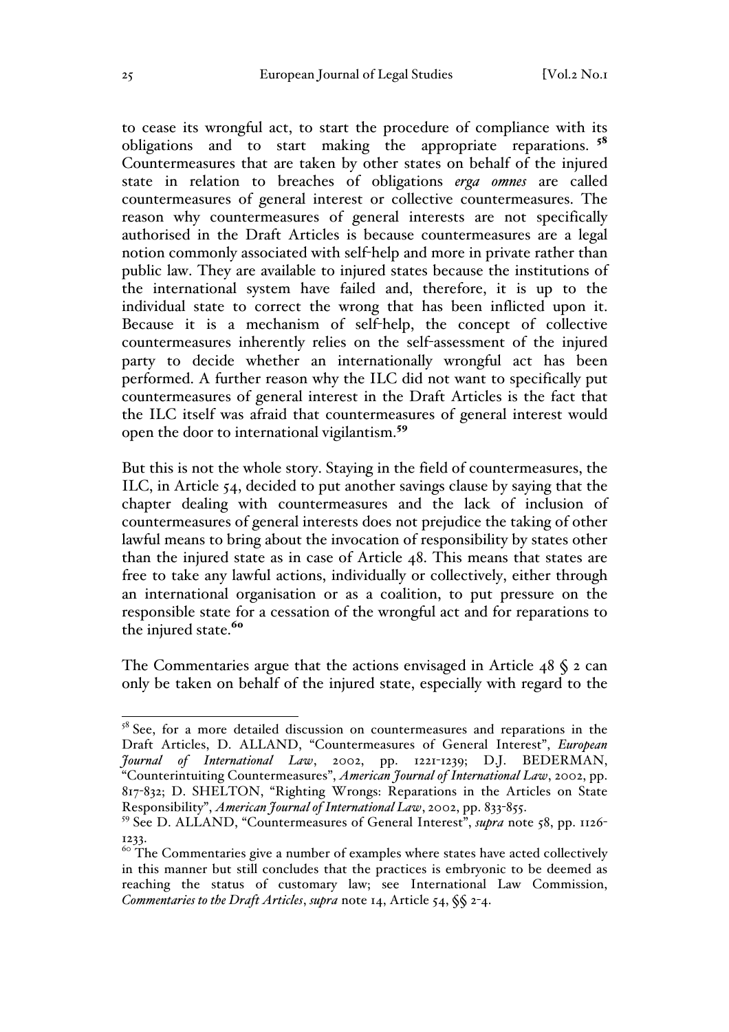to cease its wrongful act, to start the procedure of compliance with its obligations and to start making the appropriate reparations. [58] Countermeasures that are taken by other states on behalf of the injured state in relation to breaches of obligations *erga omnes* are called countermeasures of general interest or collective countermeasures. The reason why countermeasures of general interests are not specifically authorised in the Draft Articles is because countermeasures are a legal notion commonly associated with self-help and more in private rather than public law. They are available to injured states because the institutions of the international system have failed and, therefore, it is up to the individual state to correct the wrong that has been inflicted upon it. Because it is a mechanism of self-help, the concept of collective countermeasures inherently relies on the self-assessment of the injured party to decide whether an internationally wrongful act has been performed. A further reason why the ILC did not want to specifically put countermeasures of general interest in the Draft Articles is the fact that the ILC itself was afraid that countermeasures of general interest would open the door to international vigilantism.[59]

But this is not the whole story. Staying in the field of countermeasures, the ILC, in Article 54, decided to put another savings clause by saying that the chapter dealing with countermeasures and the lack of inclusion of countermeasures of general interests does not prejudice the taking of other lawful means to bring about the invocation of responsibility by states other than the injured state as in case of Article 48. This means that states are free to take any lawful actions, individually or collectively, either through an international organisation or as a coalition, to put pressure on the responsible state for a cessation of the wrongful act and for reparations to the injured state.[60]

The Commentaries argue that the actions envisaged in Article 48 § 2 can only be taken on behalf of the injured state, especially with regard to the

---

[58] See, for a more detailed discussion on countermeasures and reparations in the Draft Articles, D. ALLAND, "Countermeasures of General Interest", *European Journal of International Law*, 2002, pp. 1221-1239; D.J. BEDERMAN, "Counterintuiting Countermeasures", *American Journal of International Law*, 2002, pp. 817-832; D. SHELTON, "Righting Wrongs: Reparations in the Articles on State Responsibility", *American Journal of International Law*, 2002, pp. 833-855.

[59] See D. ALLAND, "Countermeasures of General Interest", *supra* note 58, pp. 1126-1233.

[60] The Commentaries give a number of examples where states have acted collectively in this manner but still concludes that the practices is embryonic to be deemed as reaching the status of customary law; see International Law Commission, *Commentaries to the Draft Articles*, *supra* note 14, Article 54, §§ 2-4.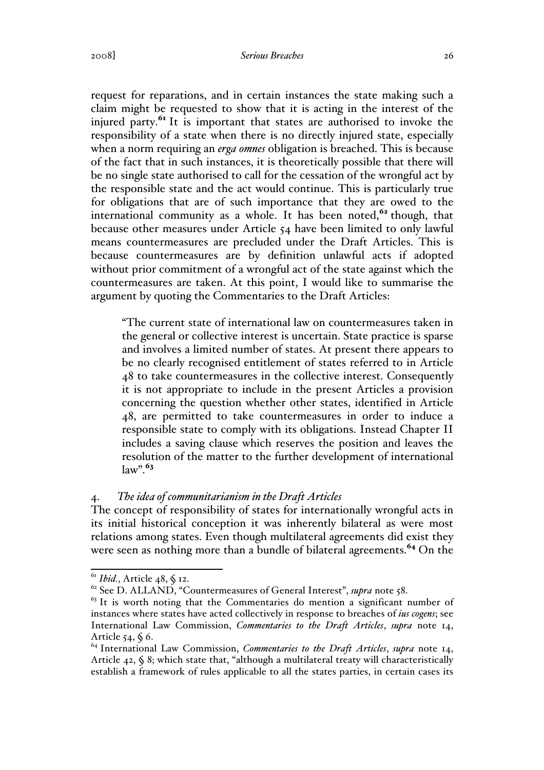request for reparations, and in certain instances the state making such a claim might be requested to show that it is acting in the interest of the injured party.[61] It is important that states are authorised to invoke the responsibility of a state when there is no directly injured state, especially when a norm requiring an *erga omnes* obligation is breached. This is because of the fact that in such instances, it is theoretically possible that there will be no single state authorised to call for the cessation of the wrongful act by the responsible state and the act would continue. This is particularly true for obligations that are of such importance that they are owed to the international community as a whole. It has been noted,[62] though, that because other measures under Article 54 have been limited to only lawful means countermeasures are precluded under the Draft Articles. This is because countermeasures are by definition unlawful acts if adopted without prior commitment of a wrongful act of the state against which the countermeasures are taken. At this point, I would like to summarise the argument by quoting the Commentaries to the Draft Articles:

> "The current state of international law on countermeasures taken in the general or collective interest is uncertain. State practice is sparse and involves a limited number of states. At present there appears to be no clearly recognised entitlement of states referred to in Article 48 to take countermeasures in the collective interest. Consequently it is not appropriate to include in the present Articles a provision concerning the question whether other states, identified in Article 48, are permitted to take countermeasures in order to induce a responsible state to comply with its obligations. Instead Chapter II includes a saving clause which reserves the position and leaves the resolution of the matter to the further development of international law".[63]

### 4. *The idea of communitarianism in the Draft Articles*

The concept of responsibility of states for internationally wrongful acts in its initial historical conception it was inherently bilateral as were most relations among states. Even though multilateral agreements did exist they were seen as nothing more than a bundle of bilateral agreements.[64] On the

---

[61] *Ibid.*, Article 48, § 12.

[62] See D. ALLAND, "Countermeasures of General Interest", *supra* note 58.

[63] It is worth noting that the Commentaries do mention a significant number of instances where states have acted collectively in response to breaches of *ius cogens*; see International Law Commission, *Commentaries to the Draft Articles*, *supra* note 14, Article 54, § 6.

[64] International Law Commission, *Commentaries to the Draft Articles*, *supra* note 14, Article 42, § 8; which state that, "although a multilateral treaty will characteristically establish a framework of rules applicable to all the states parties, in certain cases its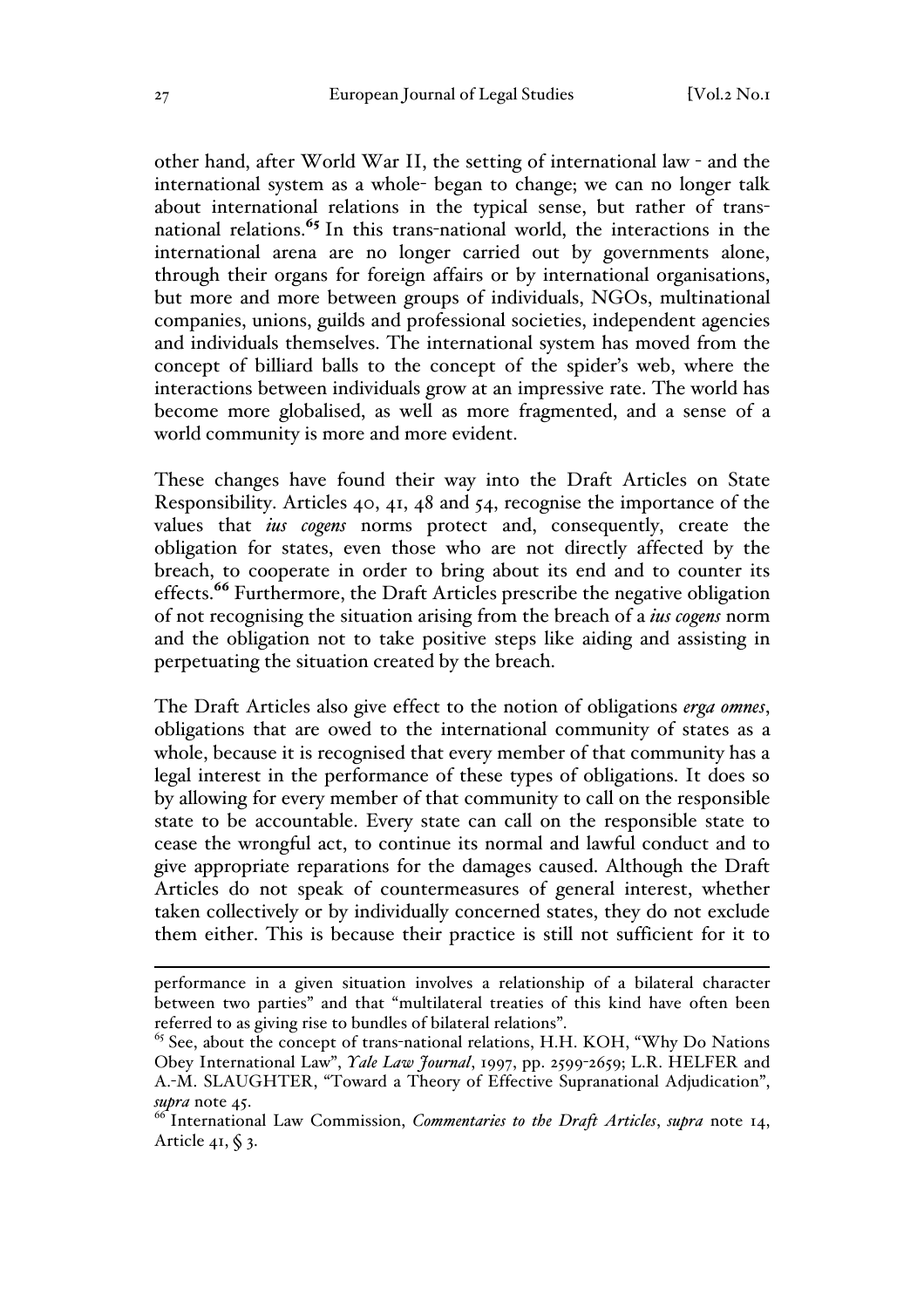other hand, after World War II, the setting of international law - and the international system as a whole- began to change; we can no longer talk about international relations in the typical sense, but rather of trans-national relations.[65] In this trans-national world, the interactions in the international arena are no longer carried out by governments alone, through their organs for foreign affairs or by international organisations, but more and more between groups of individuals, NGOs, multinational companies, unions, guilds and professional societies, independent agencies and individuals themselves. The international system has moved from the concept of billiard balls to the concept of the spider's web, where the interactions between individuals grow at an impressive rate. The world has become more globalised, as well as more fragmented, and a sense of a world community is more and more evident.

These changes have found their way into the Draft Articles on State Responsibility. Articles 40, 41, 48 and 54, recognise the importance of the values that *ius cogens* norms protect and, consequently, create the obligation for states, even those who are not directly affected by the breach, to cooperate in order to bring about its end and to counter its effects.[66] Furthermore, the Draft Articles prescribe the negative obligation of not recognising the situation arising from the breach of a *ius cogens* norm and the obligation not to take positive steps like aiding and assisting in perpetuating the situation created by the breach.

The Draft Articles also give effect to the notion of obligations *erga omnes*, obligations that are owed to the international community of states as a whole, because it is recognised that every member of that community has a legal interest in the performance of these types of obligations. It does so by allowing for every member of that community to call on the responsible state to be accountable. Every state can call on the responsible state to cease the wrongful act, to continue its normal and lawful conduct and to give appropriate reparations for the damages caused. Although the Draft Articles do not speak of countermeasures of general interest, whether taken collectively or by individually concerned states, they do not exclude them either. This is because their practice is still not sufficient for it to

---

performance in a given situation involves a relationship of a bilateral character between two parties" and that "multilateral treaties of this kind have often been referred to as giving rise to bundles of bilateral relations".

[65] See, about the concept of trans-national relations, H.H. KOH, "Why Do Nations Obey International Law", *Yale Law Journal*, 1997, pp. 2599-2659; L.R. HELFER and A.-M. SLAUGHTER, "Toward a Theory of Effective Supranational Adjudication", *supra* note 45.

[66] International Law Commission, *Commentaries to the Draft Articles*, *supra* note 14, Article 41, § 3.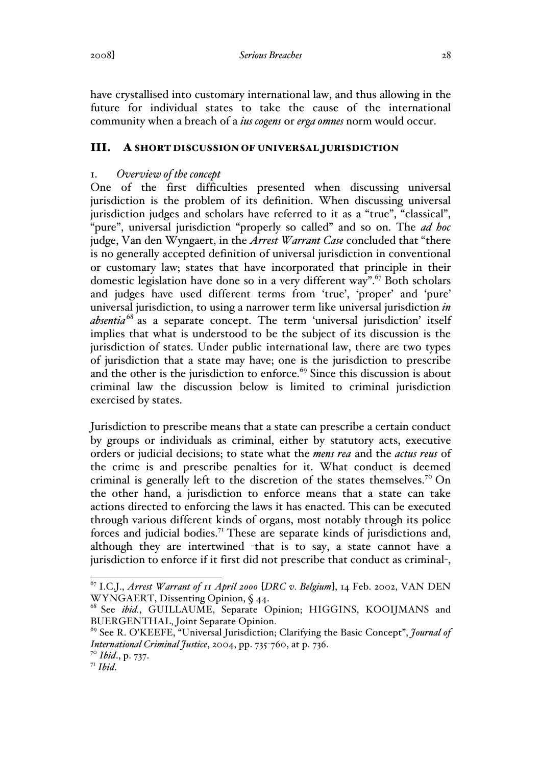have crystallised into customary international law, and thus allowing in the future for individual states to take the cause of the international community when a breach of a *ius cogens* or *erga omnes* norm would occur.

## III. A SHORT DISCUSSION OF UNIVERSAL JURISDICTION

### 1. *Overview of the concept*

One of the first difficulties presented when discussing universal jurisdiction is the problem of its definition. When discussing universal jurisdiction judges and scholars have referred to it as a "true", "classical", "pure", universal jurisdiction "properly so called" and so on. The *ad hoc* judge, Van den Wyngaert, in the *Arrest Warrant Case* concluded that "there is no generally accepted definition of universal jurisdiction in conventional or customary law; states that have incorporated that principle in their domestic legislation have done so in a very different way".[67] Both scholars and judges have used different terms from 'true', 'proper' and 'pure' universal jurisdiction, to using a narrower term like universal jurisdiction *in absentia*[68] as a separate concept. The term 'universal jurisdiction' itself implies that what is understood to be the subject of its discussion is the jurisdiction of states. Under public international law, there are two types of jurisdiction that a state may have; one is the jurisdiction to prescribe and the other is the jurisdiction to enforce.[69] Since this discussion is about criminal law the discussion below is limited to criminal jurisdiction exercised by states.

Jurisdiction to prescribe means that a state can prescribe a certain conduct by groups or individuals as criminal, either by statutory acts, executive orders or judicial decisions; to state what the *mens rea* and the *actus reus* of the crime is and prescribe penalties for it. What conduct is deemed criminal is generally left to the discretion of the states themselves.[70] On the other hand, a jurisdiction to enforce means that a state can take actions directed to enforcing the laws it has enacted. This can be executed through various different kinds of organs, most notably through its police forces and judicial bodies.[71] These are separate kinds of jurisdictions and, although they are intertwined -that is to say, a state cannot have a jurisdiction to enforce if it first did not prescribe that conduct as criminal-,

---

[67] I.C.J., *Arrest Warrant of 11 April 2000* [*DRC v. Belgium*], 14 Feb. 2002, VAN DEN WYNGAERT, Dissenting Opinion, § 44.

[68] See *ibid.*, GUILLAUME, Separate Opinion; HIGGINS, KOOIJMANS and BUERGENTHAL, Joint Separate Opinion.

[69] See R. O'KEEFE, "Universal Jurisdiction; Clarifying the Basic Concept", *Journal of International Criminal Justice*, 2004, pp. 735-760, at p. 736.

[70] *Ibid.*, p. 737.

[71] *Ibid.*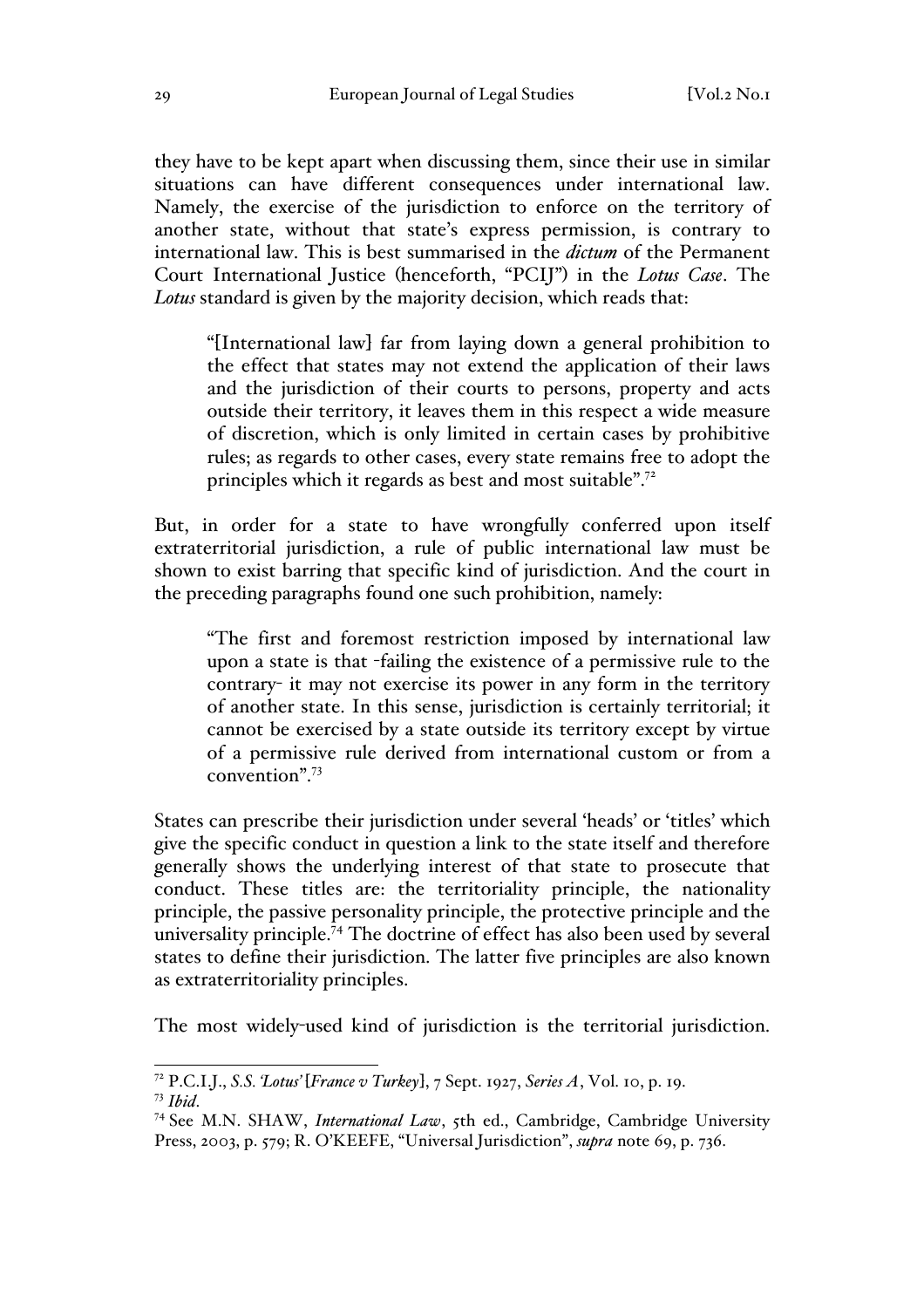they have to be kept apart when discussing them, since their use in similar situations can have different consequences under international law. Namely, the exercise of the jurisdiction to enforce on the territory of another state, without that state's express permission, is contrary to international law. This is best summarised in the ***dictum*** of the Permanent Court International Justice (henceforth, "PCIJ") in the *Lotus Case*. The *Lotus* standard is given by the majority decision, which reads that:

> "[International law] far from laying down a general prohibition to the effect that states may not extend the application of their laws and the jurisdiction of their courts to persons, property and acts outside their territory, it leaves them in this respect a wide measure of discretion, which is only limited in certain cases by prohibitive rules; as regards to other cases, every state remains free to adopt the principles which it regards as best and most suitable".[72]

But, in order for a state to have wrongfully conferred upon itself extraterritorial jurisdiction, a rule of public international law must be shown to exist barring that specific kind of jurisdiction. And the court in the preceding paragraphs found one such prohibition, namely:

> "The first and foremost restriction imposed by international law upon a state is that -failing the existence of a permissive rule to the contrary- it may not exercise its power in any form in the territory of another state. In this sense, jurisdiction is certainly territorial; it cannot be exercised by a state outside its territory except by virtue of a permissive rule derived from international custom or from a convention".[73]

States can prescribe their jurisdiction under several 'heads' or 'titles' which give the specific conduct in question a link to the state itself and therefore generally shows the underlying interest of that state to prosecute that conduct. These titles are: the territoriality principle, the nationality principle, the passive personality principle, the protective principle and the universality principle.[74] The doctrine of effect has also been used by several states to define their jurisdiction. The latter five principles are also known as extraterritoriality principles.

The most widely-used kind of jurisdiction is the territorial jurisdiction.

---

[72] P.C.I.J., *S.S. 'Lotus' [France v Turkey]*, 7 Sept. 1927, *Series A*, Vol. 10, p. 19.

[73] *Ibid*.

[74] See M.N. SHAW, *International Law*, 5th ed., Cambridge, Cambridge University Press, 2003, p. 579; R. O'KEEFE, "Universal Jurisdiction", *supra* note 69, p. 736.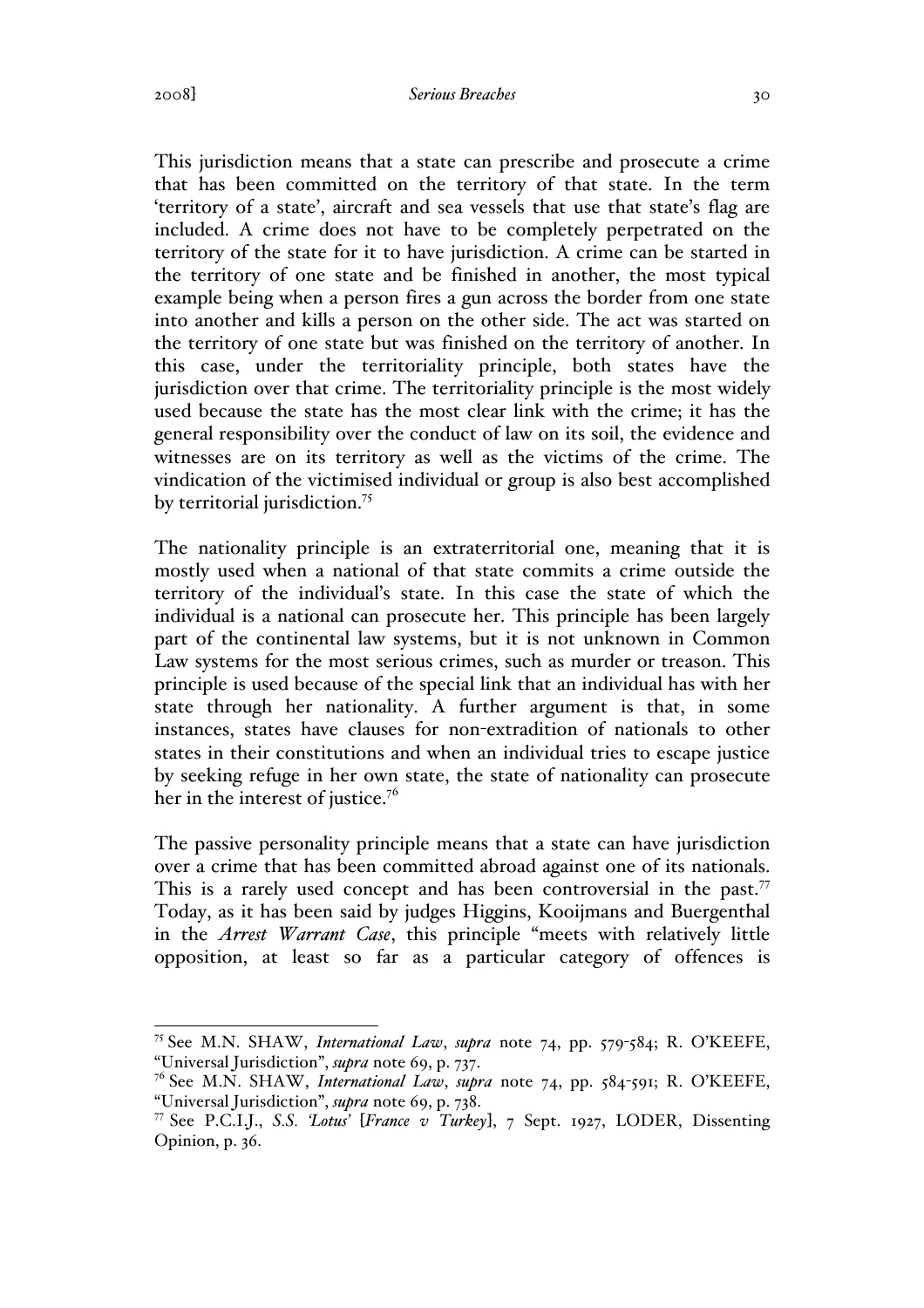This jurisdiction means that a state can prescribe and prosecute a crime that has been committed on the territory of that state. In the term 'territory of a state', aircraft and sea vessels that use that state's flag are included. A crime does not have to be completely perpetrated on the territory of the state for it to have jurisdiction. A crime can be started in the territory of one state and be finished in another, the most typical example being when a person fires a gun across the border from one state into another and kills a person on the other side. The act was started on the territory of one state but was finished on the territory of another. In this case, under the territoriality principle, both states have the jurisdiction over that crime. The territoriality principle is the most widely used because the state has the most clear link with the crime; it has the general responsibility over the conduct of law on its soil, the evidence and witnesses are on its territory as well as the victims of the crime. The vindication of the victimised individual or group is also best accomplished by territorial jurisdiction.[75]

The nationality principle is an extraterritorial one, meaning that it is mostly used when a national of that state commits a crime outside the territory of the individual's state. In this case the state of which the individual is a national can prosecute her. This principle has been largely part of the continental law systems, but it is not unknown in Common Law systems for the most serious crimes, such as murder or treason. This principle is used because of the special link that an individual has with her state through her nationality. A further argument is that, in some instances, states have clauses for non-extradition of nationals to other states in their constitutions and when an individual tries to escape justice by seeking refuge in her own state, the state of nationality can prosecute her in the interest of justice.[76]

The passive personality principle means that a state can have jurisdiction over a crime that has been committed abroad against one of its nationals. This is a rarely used concept and has been controversial in the past.[77] Today, as it has been said by judges Higgins, Kooijmans and Buergenthal in the *Arrest Warrant Case*, this principle "meets with relatively little opposition, at least so far as a particular category of offences is

---

[75] See M.N. SHAW, *International Law*, *supra* note 74, pp. 579-584; R. O'KEEFE, "Universal Jurisdiction", *supra* note 69, p. 737.

[76] See M.N. SHAW, *International Law*, *supra* note 74, pp. 584-591; R. O'KEEFE, "Universal Jurisdiction", *supra* note 69, p. 738.

[77] See P.C.I.J., *S.S. 'Lotus'* [*France v Turkey*], 7 Sept. 1927, LODER, Dissenting Opinion, p. 36.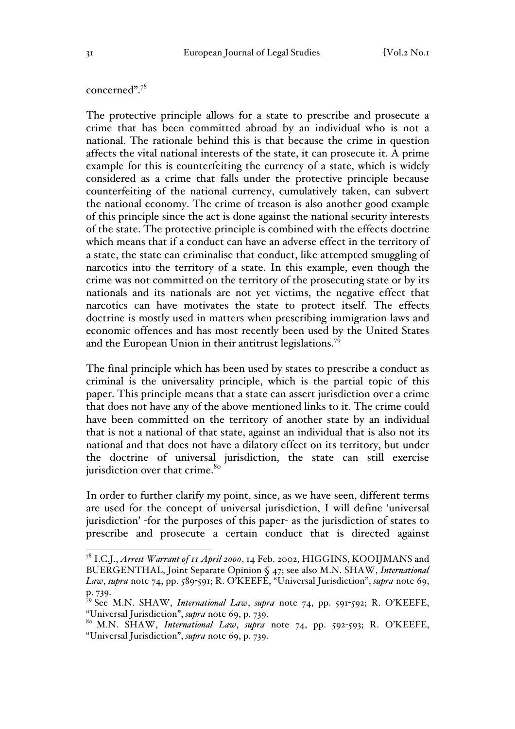concerned".[78]

The protective principle allows for a state to prescribe and prosecute a crime that has been committed abroad by an individual who is not a national. The rationale behind this is that because the crime in question affects the vital national interests of the state, it can prosecute it. A prime example for this is counterfeiting the currency of a state, which is widely considered as a crime that falls under the protective principle because counterfeiting of the national currency, cumulatively taken, can subvert the national economy. The crime of treason is also another good example of this principle since the act is done against the national security interests of the state. The protective principle is combined with the effects doctrine which means that if a conduct can have an adverse effect in the territory of a state, the state can criminalise that conduct, like attempted smuggling of narcotics into the territory of a state. In this example, even though the crime was not committed on the territory of the prosecuting state or by its nationals and its nationals are not yet victims, the negative effect that narcotics can have motivates the state to protect itself. The effects doctrine is mostly used in matters when prescribing immigration laws and economic offences and has most recently been used by the United States and the European Union in their antitrust legislations.[79]

The final principle which has been used by states to prescribe a conduct as criminal is the universality principle, which is the partial topic of this paper. This principle means that a state can assert jurisdiction over a crime that does not have any of the above-mentioned links to it. The crime could have been committed on the territory of another state by an individual that is not a national of that state, against an individual that is also not its national and that does not have a dilatory effect on its territory, but under the doctrine of universal jurisdiction, the state can still exercise jurisdiction over that crime.[80]

In order to further clarify my point, since, as we have seen, different terms are used for the concept of universal jurisdiction, I will define 'universal jurisdiction' -for the purposes of this paper- as the jurisdiction of states to prescribe and prosecute a certain conduct that is directed against

---

[78] I.C.J., *Arrest Warrant of 11 April 2000*, 14 Feb. 2002, HIGGINS, KOOIJMANS and BUERGENTHAL, Joint Separate Opinion § 47; see also M.N. SHAW, *International Law*, *supra* note 74, pp. 589-591; R. O'KEEFE, "Universal Jurisdiction", *supra* note 69, p. 739.

[79] See M.N. SHAW, *International Law*, *supra* note 74, pp. 591-592; R. O'KEEFE, "Universal Jurisdiction", *supra* note 69, p. 739.

[80] M.N. SHAW, *International Law*, *supra* note 74, pp. 592-593; R. O'KEEFE, "Universal Jurisdiction", *supra* note 69, p. 739.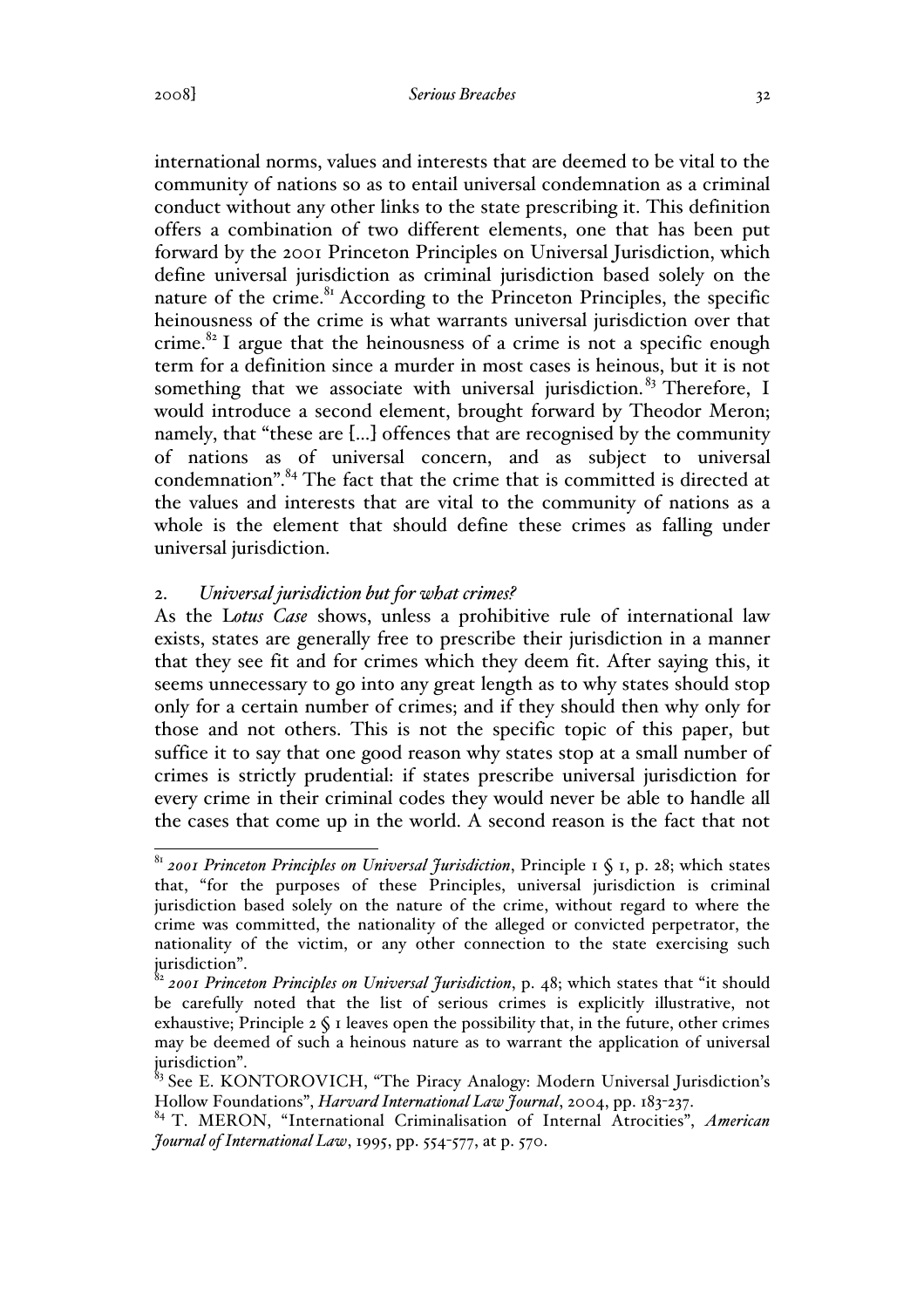international norms, values and interests that are deemed to be vital to the community of nations so as to entail universal condemnation as a criminal conduct without any other links to the state prescribing it. This definition offers a combination of two different elements, one that has been put forward by the 2001 Princeton Principles on Universal Jurisdiction, which define universal jurisdiction as criminal jurisdiction based solely on the nature of the crime.[81] According to the Princeton Principles, the specific heinousness of the crime is what warrants universal jurisdiction over that crime.[82] I argue that the heinousness of a crime is not a specific enough term for a definition since a murder in most cases is heinous, but it is not something that we associate with universal jurisdiction.[83] Therefore, I would introduce a second element, brought forward by Theodor Meron; namely, that "these are [...] offences that are recognised by the community of nations as of universal concern, and as subject to universal condemnation".[84] The fact that the crime that is committed is directed at the values and interests that are vital to the community of nations as a whole is the element that should define these crimes as falling under universal jurisdiction.

## 2. *Universal jurisdiction but for what crimes?*

As the L*otus Case* shows, unless a prohibitive rule of international law exists, states are generally free to prescribe their jurisdiction in a manner that they see fit and for crimes which they deem fit. After saying this, it seems unnecessary to go into any great length as to why states should stop only for a certain number of crimes; and if they should then why only for those and not others. This is not the specific topic of this paper, but suffice it to say that one good reason why states stop at a small number of crimes is strictly prudential: if states prescribe universal jurisdiction for every crime in their criminal codes they would never be able to handle all the cases that come up in the world. A second reason is the fact that not

---

[81] *2001 Princeton Principles on Universal Jurisdiction*, Principle 1 § 1, p. 28; which states that, "for the purposes of these Principles, universal jurisdiction is criminal jurisdiction based solely on the nature of the crime, without regard to where the crime was committed, the nationality of the alleged or convicted perpetrator, the nationality of the victim, or any other connection to the state exercising such jurisdiction".

[82] *2001 Princeton Principles on Universal Jurisdiction*, p. 48; which states that "it should be carefully noted that the list of serious crimes is explicitly illustrative, not exhaustive; Principle 2 § 1 leaves open the possibility that, in the future, other crimes may be deemed of such a heinous nature as to warrant the application of universal jurisdiction".

[83] See E. KONTOROVICH, "The Piracy Analogy: Modern Universal Jurisdiction's Hollow Foundations", *Harvard International Law Journal*, 2004, pp. 183-237.

[84] T. MERON, "International Criminalisation of Internal Atrocities", *American Journal of International Law*, 1995, pp. 554-577, at p. 570.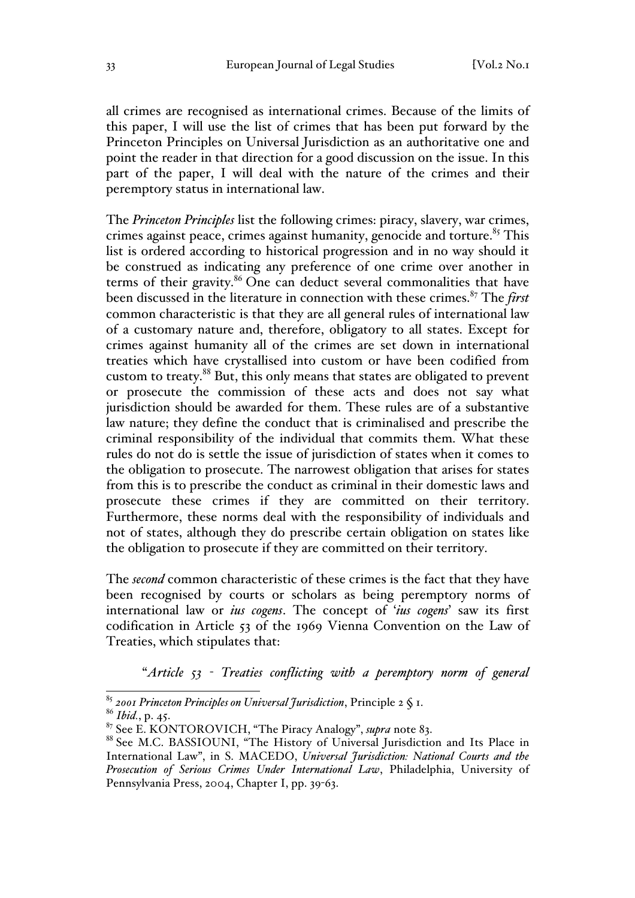all crimes are recognised as international crimes. Because of the limits of this paper, I will use the list of crimes that has been put forward by the Princeton Principles on Universal Jurisdiction as an authoritative one and point the reader in that direction for a good discussion on the issue. In this part of the paper, I will deal with the nature of the crimes and their peremptory status in international law.

The *Princeton Principles* list the following crimes: piracy, slavery, war crimes, crimes against peace, crimes against humanity, genocide and torture.[85] This list is ordered according to historical progression and in no way should it be construed as indicating any preference of one crime over another in terms of their gravity.[86] One can deduct several commonalities that have been discussed in the literature in connection with these crimes.[87] The *first* common characteristic is that they are all general rules of international law of a customary nature and, therefore, obligatory to all states. Except for crimes against humanity all of the crimes are set down in international treaties which have crystallised into custom or have been codified from custom to treaty.[88] But, this only means that states are obligated to prevent or prosecute the commission of these acts and does not say what jurisdiction should be awarded for them. These rules are of a substantive law nature; they define the conduct that is criminalised and prescribe the criminal responsibility of the individual that commits them. What these rules do not do is settle the issue of jurisdiction of states when it comes to the obligation to prosecute. The narrowest obligation that arises for states from this is to prescribe the conduct as criminal in their domestic laws and prosecute these crimes if they are committed on their territory. Furthermore, these norms deal with the responsibility of individuals and not of states, although they do prescribe certain obligation on states like the obligation to prosecute if they are committed on their territory.

The *second* common characteristic of these crimes is the fact that they have been recognised by courts or scholars as being peremptory norms of international law or *ius cogens*. The concept of '*ius cogens*' saw its first codification in Article 53 of the 1969 Vienna Convention on the Law of Treaties, which stipulates that:

> "*Article 53 - Treaties conflicting with a peremptory norm of general*

---

[85] *2001 Princeton Principles on Universal Jurisdiction*, Principle 2 § 1.

[86] *Ibid.*, p. 45.

[87] See E. KONTOROVICH, "The Piracy Analogy", *supra* note 83.

[88] See M.C. BASSIOUNI, "The History of Universal Jurisdiction and Its Place in International Law", in S. MACEDO, *Universal Jurisdiction: National Courts and the Prosecution of Serious Crimes Under International Law*, Philadelphia, University of Pennsylvania Press, 2004, Chapter I, pp. 39-63.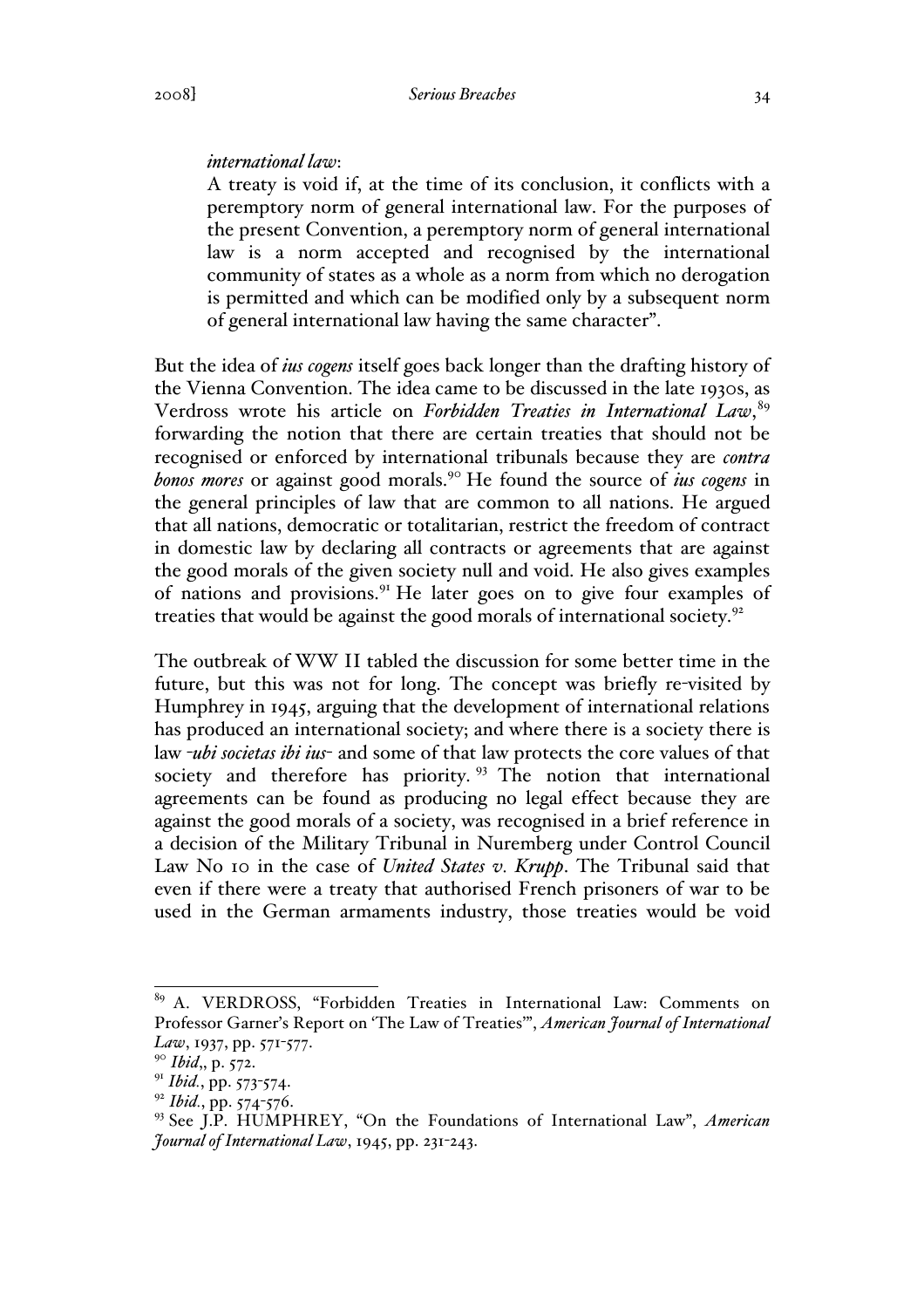*international law*:

> A treaty is void if, at the time of its conclusion, it conflicts with a peremptory norm of general international law. For the purposes of the present Convention, a peremptory norm of general international law is a norm accepted and recognised by the international community of states as a whole as a norm from which no derogation is permitted and which can be modified only by a subsequent norm of general international law having the same character".

But the idea of *ius cogens* itself goes back longer than the drafting history of the Vienna Convention. The idea came to be discussed in the late 1930s, as Verdross wrote his article on *Forbidden Treaties in International Law*,[89] forwarding the notion that there are certain treaties that should not be recognised or enforced by international tribunals because they are *contra bonos mores* or against good morals.[90] He found the source of *ius cogens* in the general principles of law that are common to all nations. He argued that all nations, democratic or totalitarian, restrict the freedom of contract in domestic law by declaring all contracts or agreements that are against the good morals of the given society null and void. He also gives examples of nations and provisions.[91] He later goes on to give four examples of treaties that would be against the good morals of international society.[92]

The outbreak of WW II tabled the discussion for some better time in the future, but this was not for long. The concept was briefly re-visited by Humphrey in 1945, arguing that the development of international relations has produced an international society; and where there is a society there is law -*ubi societas ibi ius*- and some of that law protects the core values of that society and therefore has priority.[93] The notion that international agreements can be found as producing no legal effect because they are against the good morals of a society, was recognised in a brief reference in a decision of the Military Tribunal in Nuremberg under Control Council Law No 10 in the case of *United States v. Krupp*. The Tribunal said that even if there were a treaty that authorised French prisoners of war to be used in the German armaments industry, those treaties would be void

---

[89] A. VERDROSS, "Forbidden Treaties in International Law: Comments on Professor Garner's Report on 'The Law of Treaties'", *American Journal of International Law*, 1937, pp. 571-577.

[90] *Ibid*,, p. 572.

[91] *Ibid.*, pp. 573-574.

[92] *Ibid.*, pp. 574-576.

[93] See J.P. HUMPHREY, "On the Foundations of International Law", *American Journal of International Law*, 1945, pp. 231-243.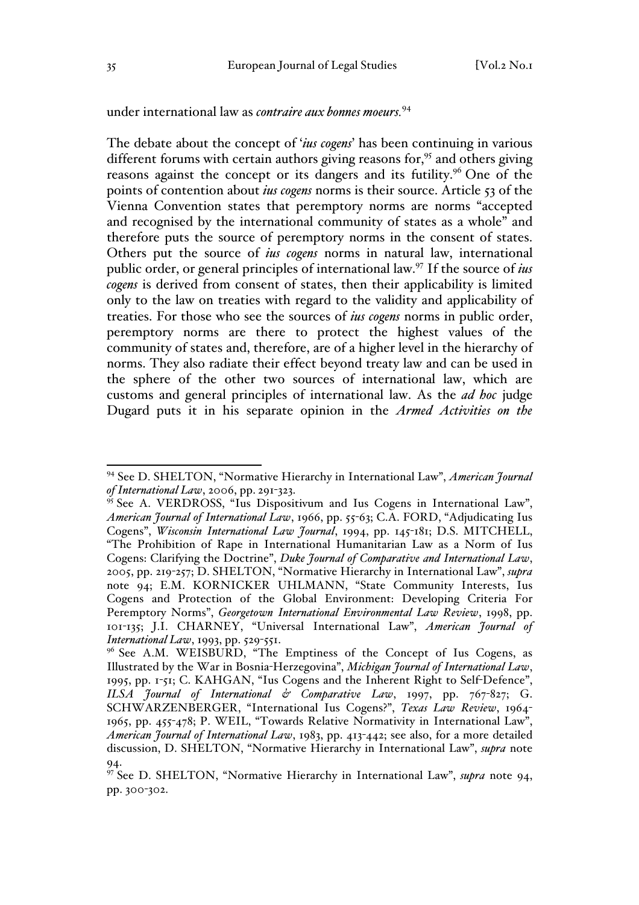under international law as *contraire aux bonnes moeurs*.[94]

The debate about the concept of '*ius cogens*' has been continuing in various different forums with certain authors giving reasons for,[95] and others giving reasons against the concept or its dangers and its futility.[96] One of the points of contention about *ius cogens* norms is their source. Article 53 of the Vienna Convention states that peremptory norms are norms "accepted and recognised by the international community of states as a whole" and therefore puts the source of peremptory norms in the consent of states. Others put the source of *ius cogens* norms in natural law, international public order, or general principles of international law.[97] If the source of *ius cogens* is derived from consent of states, then their applicability is limited only to the law on treaties with regard to the validity and applicability of treaties. For those who see the sources of *ius cogens* norms in public order, peremptory norms are there to protect the highest values of the community of states and, therefore, are of a higher level in the hierarchy of norms. They also radiate their effect beyond treaty law and can be used in the sphere of the other two sources of international law, which are customs and general principles of international law. As the *ad hoc* judge Dugard puts it in his separate opinion in the *Armed Activities on the*

---

[94] See D. SHELTON, "Normative Hierarchy in International Law", *American Journal of International Law*, 2006, pp. 291-323.

[95] See A. VERDROSS, "Ius Dispositivum and Ius Cogens in International Law", *American Journal of International Law*, 1966, pp. 55-63; C.A. FORD, "Adjudicating Ius Cogens", *Wisconsin International Law Journal*, 1994, pp. 145-181; D.S. MITCHELL, "The Prohibition of Rape in International Humanitarian Law as a Norm of Ius Cogens: Clarifying the Doctrine", *Duke Journal of Comparative and International Law*, 2005, pp. 219-257; D. SHELTON, "Normative Hierarchy in International Law", *supra* note 94; E.M. KORNICKER UHLMANN, "State Community Interests, Ius Cogens and Protection of the Global Environment: Developing Criteria For Peremptory Norms", *Georgetown International Environmental Law Review*, 1998, pp. 101-135; J.I. CHARNEY, "Universal International Law", *American Journal of International Law*, 1993, pp. 529-551.

[96] See A.M. WEISBURD, "The Emptiness of the Concept of Ius Cogens, as Illustrated by the War in Bosnia-Herzegovina", *Michigan Journal of International Law*, 1995, pp. 1-51; C. KAHGAN, "Ius Cogens and the Inherent Right to Self-Defence", *ILSA Journal of International & Comparative Law*, 1997, pp. 767-827; G. SCHWARZENBERGER, "International Ius Cogens?", *Texas Law Review*, 1964-1965, pp. 455-478; P. WEIL, "Towards Relative Normativity in International Law", *American Journal of International Law*, 1983, pp. 413-442; see also, for a more detailed discussion, D. SHELTON, "Normative Hierarchy in International Law", *supra* note 94.

[97] See D. SHELTON, "Normative Hierarchy in International Law", *supra* note 94, pp. 300-302.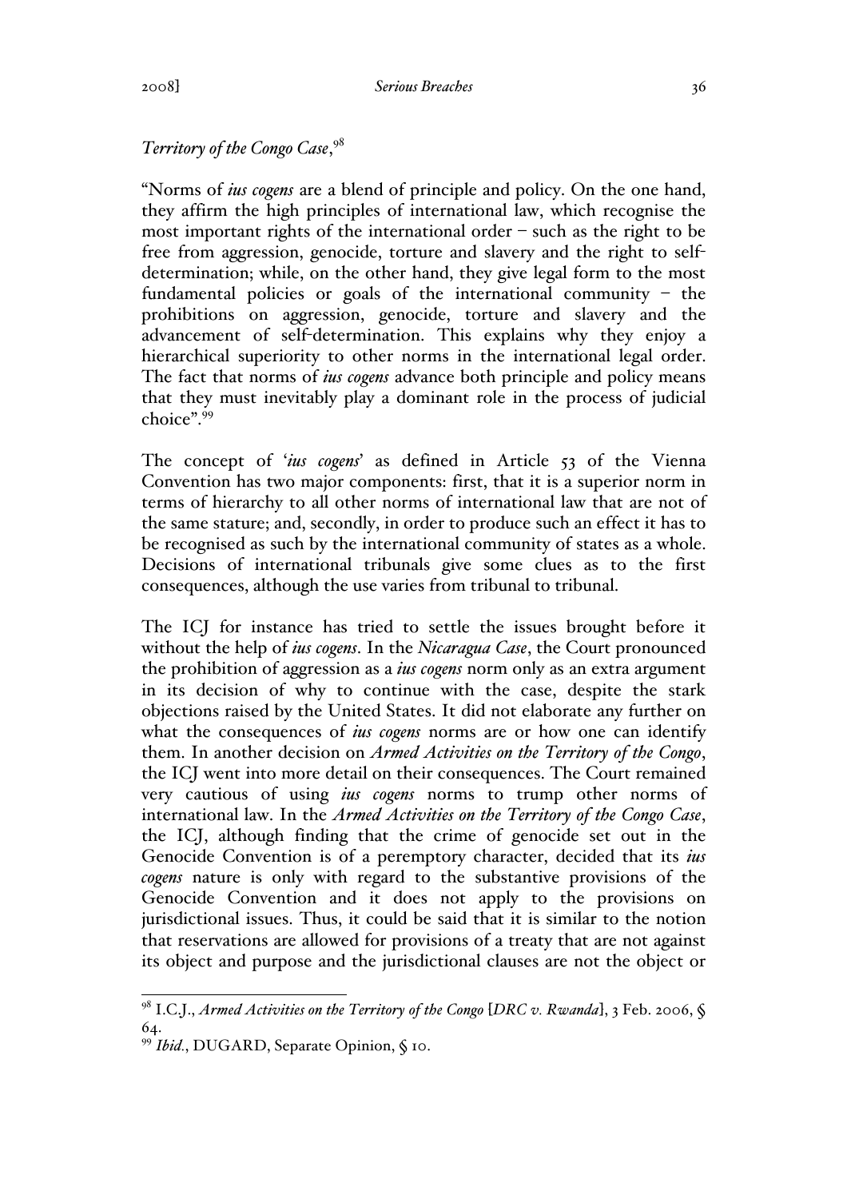*Territory of the Congo Case*,[98]

"Norms of *ius cogens* are a blend of principle and policy. On the one hand, they affirm the high principles of international law, which recognise the most important rights of the international order – such as the right to be free from aggression, genocide, torture and slavery and the right to self-determination; while, on the other hand, they give legal form to the most fundamental policies or goals of the international community – the prohibitions on aggression, genocide, torture and slavery and the advancement of self-determination. This explains why they enjoy a hierarchical superiority to other norms in the international legal order. The fact that norms of *ius cogens* advance both principle and policy means that they must inevitably play a dominant role in the process of judicial choice".[99]

The concept of '*ius cogens*' as defined in Article 53 of the Vienna Convention has two major components: first, that it is a superior norm in terms of hierarchy to all other norms of international law that are not of the same stature; and, secondly, in order to produce such an effect it has to be recognised as such by the international community of states as a whole. Decisions of international tribunals give some clues as to the first consequences, although the use varies from tribunal to tribunal.

The ICJ for instance has tried to settle the issues brought before it without the help of *ius cogens*. In the *Nicaragua Case*, the Court pronounced the prohibition of aggression as a *ius cogens* norm only as an extra argument in its decision of why to continue with the case, despite the stark objections raised by the United States. It did not elaborate any further on what the consequences of *ius cogens* norms are or how one can identify them. In another decision on *Armed Activities on the Territory of the Congo*, the ICJ went into more detail on their consequences. The Court remained very cautious of using *ius cogens* norms to trump other norms of international law. In the *Armed Activities on the Territory of the Congo Case*, the ICJ, although finding that the crime of genocide set out in the Genocide Convention is of a peremptory character, decided that its *ius cogens* nature is only with regard to the substantive provisions of the Genocide Convention and it does not apply to the provisions on jurisdictional issues. Thus, it could be said that it is similar to the notion that reservations are allowed for provisions of a treaty that are not against its object and purpose and the jurisdictional clauses are not the object or

---

[98] I.C.J., *Armed Activities on the Territory of the Congo* [*DRC v. Rwanda*], 3 Feb. 2006, § 64.

[99] *Ibid.*, DUGARD, Separate Opinion, § 10.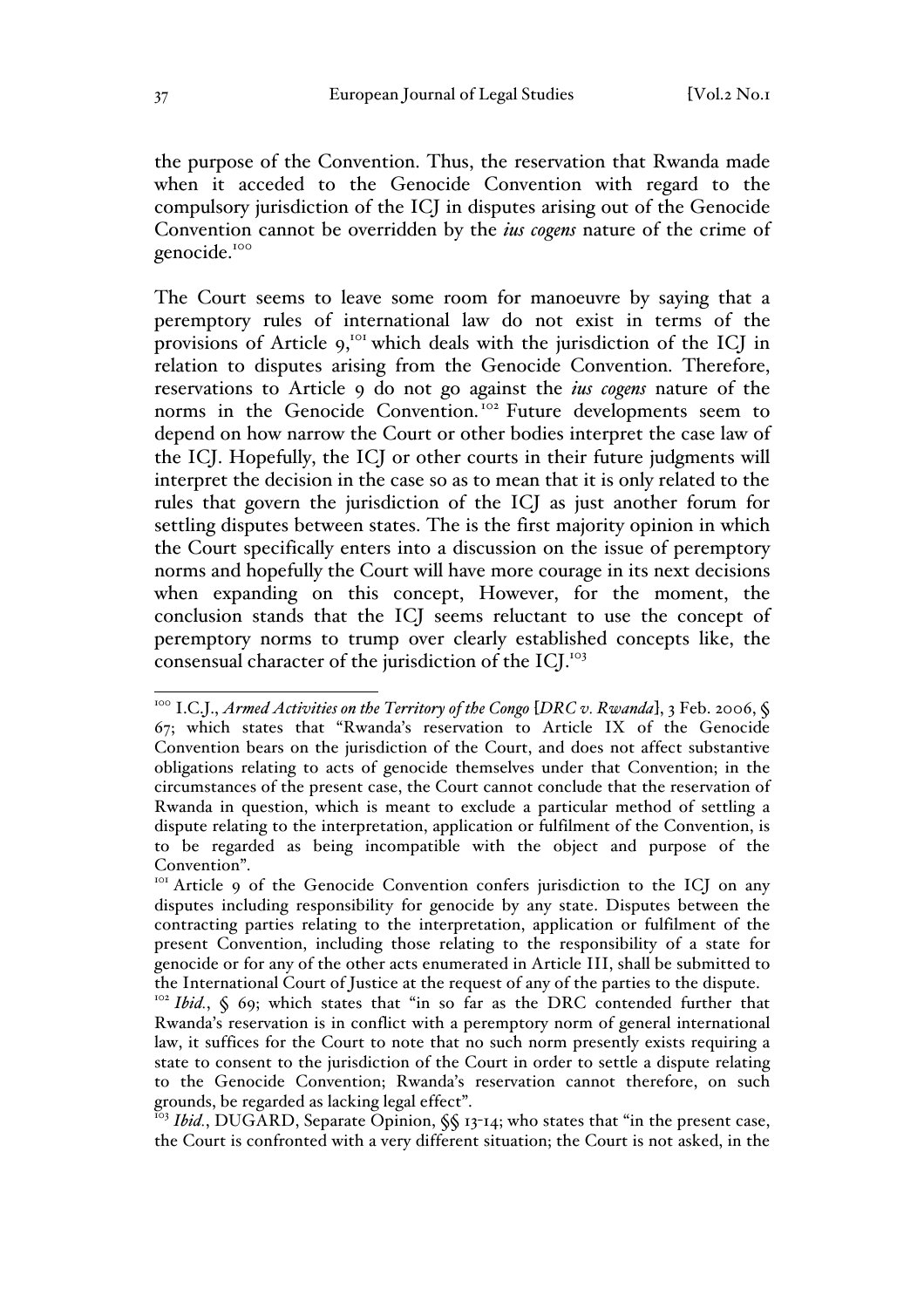the purpose of the Convention. Thus, the reservation that Rwanda made when it acceded to the Genocide Convention with regard to the compulsory jurisdiction of the ICJ in disputes arising out of the Genocide Convention cannot be overridden by the *ius cogens* nature of the crime of genocide.[100]

The Court seems to leave some room for manoeuvre by saying that a peremptory rules of international law do not exist in terms of the provisions of Article 9,[101] which deals with the jurisdiction of the ICJ in relation to disputes arising from the Genocide Convention. Therefore, reservations to Article 9 do not go against the *ius cogens* nature of the norms in the Genocide Convention.[102] Future developments seem to depend on how narrow the Court or other bodies interpret the case law of the ICJ. Hopefully, the ICJ or other courts in their future judgments will interpret the decision in the case so as to mean that it is only related to the rules that govern the jurisdiction of the ICJ as just another forum for settling disputes between states. The is the first majority opinion in which the Court specifically enters into a discussion on the issue of peremptory norms and hopefully the Court will have more courage in its next decisions when expanding on this concept, However, for the moment, the conclusion stands that the ICJ seems reluctant to use the concept of peremptory norms to trump over clearly established concepts like, the consensual character of the jurisdiction of the ICJ.[103]

---

[100] I.C.J., *Armed Activities on the Territory of the Congo* [*DRC v. Rwanda*], 3 Feb. 2006, § 67; which states that "Rwanda's reservation to Article IX of the Genocide Convention bears on the jurisdiction of the Court, and does not affect substantive obligations relating to acts of genocide themselves under that Convention; in the circumstances of the present case, the Court cannot conclude that the reservation of Rwanda in question, which is meant to exclude a particular method of settling a dispute relating to the interpretation, application or fulfilment of the Convention, is to be regarded as being incompatible with the object and purpose of the Convention".

[101] Article 9 of the Genocide Convention confers jurisdiction to the ICJ on any disputes including responsibility for genocide by any state. Disputes between the contracting parties relating to the interpretation, application or fulfilment of the present Convention, including those relating to the responsibility of a state for genocide or for any of the other acts enumerated in Article III, shall be submitted to the International Court of Justice at the request of any of the parties to the dispute.

[102] *Ibid.*, § 69; which states that "in so far as the DRC contended further that Rwanda's reservation is in conflict with a peremptory norm of general international law, it suffices for the Court to note that no such norm presently exists requiring a state to consent to the jurisdiction of the Court in order to settle a dispute relating to the Genocide Convention; Rwanda's reservation cannot therefore, on such grounds, be regarded as lacking legal effect".

[103] *Ibid.*, DUGARD, Separate Opinion, §§ 13-14; who states that "in the present case, the Court is confronted with a very different situation; the Court is not asked, in the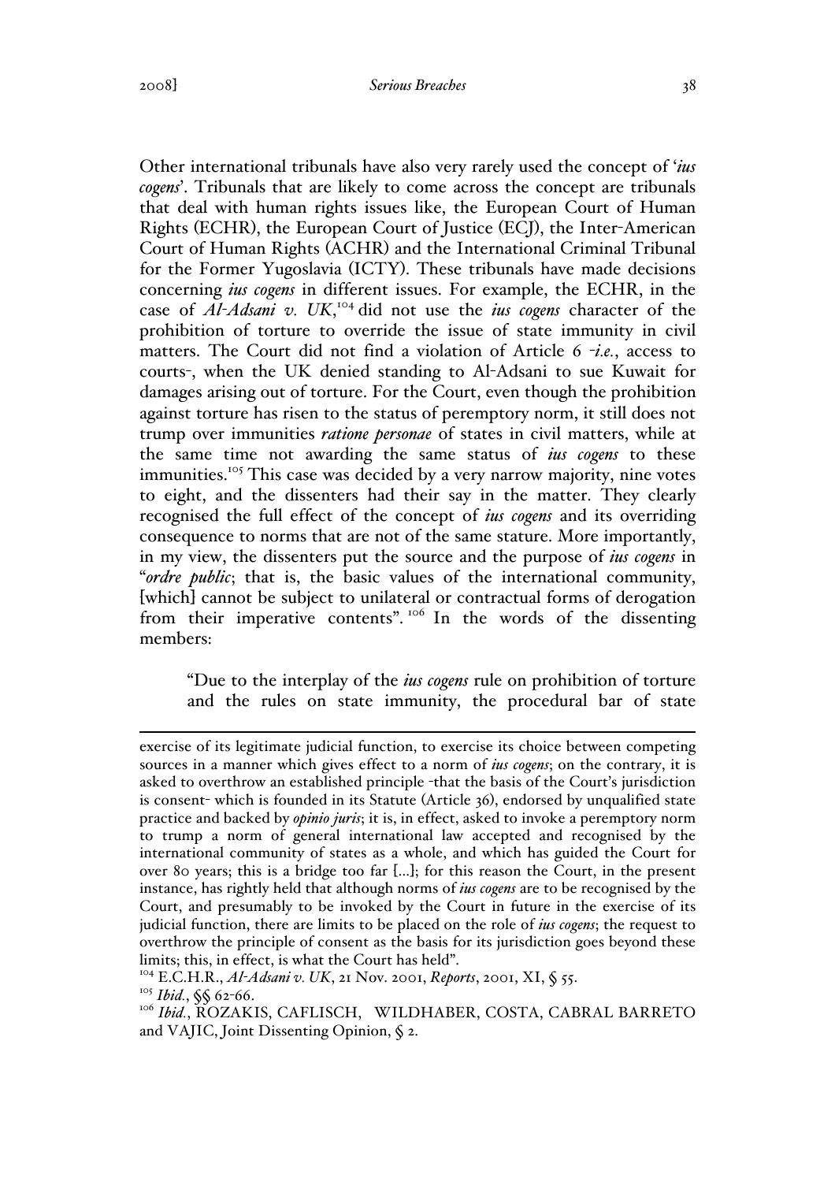Other international tribunals have also very rarely used the concept of '*ius cogens*'. Tribunals that are likely to come across the concept are tribunals that deal with human rights issues like, the European Court of Human Rights (ECHR), the European Court of Justice (ECJ), the Inter-American Court of Human Rights (ACHR) and the International Criminal Tribunal for the Former Yugoslavia (ICTY). These tribunals have made decisions concerning *ius cogens* in different issues. For example, the ECHR, in the case of *Al-Adsani v. UK*,[104] did not use the *ius cogens* character of the prohibition of torture to override the issue of state immunity in civil matters. The Court did not find a violation of Article 6 -*i.e.*, access to courts-, when the UK denied standing to Al-Adsani to sue Kuwait for damages arising out of torture. For the Court, even though the prohibition against torture has risen to the status of peremptory norm, it still does not trump over immunities *ratione personae* of states in civil matters, while at the same time not awarding the same status of *ius cogens* to these immunities.[105] This case was decided by a very narrow majority, nine votes to eight, and the dissenters had their say in the matter. They clearly recognised the full effect of the concept of *ius cogens* and its overriding consequence to norms that are not of the same stature. More importantly, in my view, the dissenters put the source and the purpose of *ius cogens* in "*ordre public*; that is, the basic values of the international community, [which] cannot be subject to unilateral or contractual forms of derogation from their imperative contents".[106] In the words of the dissenting members:

> "Due to the interplay of the *ius cogens* rule on prohibition of torture and the rules on state immunity, the procedural bar of state

---

exercise of its legitimate judicial function, to exercise its choice between competing sources in a manner which gives effect to a norm of *ius cogens*; on the contrary, it is asked to overthrow an established principle -that the basis of the Court's jurisdiction is consent- which is founded in its Statute (Article 36), endorsed by unqualified state practice and backed by *opinio juris*; it is, in effect, asked to invoke a peremptory norm to trump a norm of general international law accepted and recognised by the international community of states as a whole, and which has guided the Court for over 80 years; this is a bridge too far [...]; for this reason the Court, in the present instance, has rightly held that although norms of *ius cogens* are to be recognised by the Court, and presumably to be invoked by the Court in future in the exercise of its judicial function, there are limits to be placed on the role of *ius cogens*; the request to overthrow the principle of consent as the basis for its jurisdiction goes beyond these limits; this, in effect, is what the Court has held".

[104] E.C.H.R., *Al-Adsani v. UK*, 21 Nov. 2001, *Reports*, 2001, XI, § 55.

[105] *Ibid.*, §§ 62-66.

[106] *Ibid.*, ROZAKIS, CAFLISCH, WILDHABER, COSTA, CABRAL BARRETO and VAJIC, Joint Dissenting Opinion, § 2.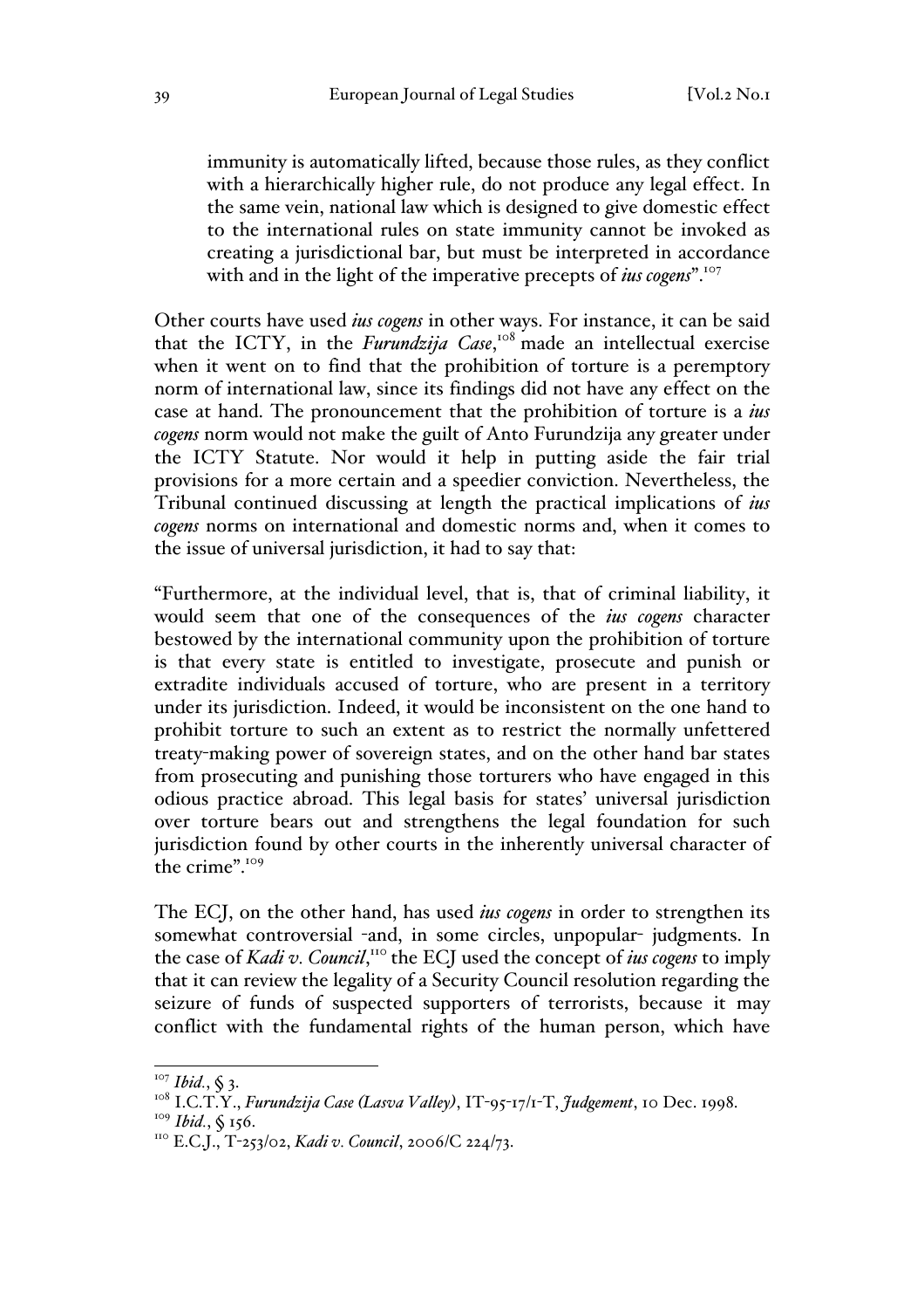> immunity is automatically lifted, because those rules, as they conflict with a hierarchically higher rule, do not produce any legal effect. In the same vein, national law which is designed to give domestic effect to the international rules on state immunity cannot be invoked as creating a jurisdictional bar, but must be interpreted in accordance with and in the light of the imperative precepts of *ius cogens*".[107]

Other courts have used *ius cogens* in other ways. For instance, it can be said that the ICTY, in the *Furundzija Case*,[108] made an intellectual exercise when it went on to find that the prohibition of torture is a peremptory norm of international law, since its findings did not have any effect on the case at hand. The pronouncement that the prohibition of torture is a *ius cogens* norm would not make the guilt of Anto Furundzija any greater under the ICTY Statute. Nor would it help in putting aside the fair trial provisions for a more certain and a speedier conviction. Nevertheless, the Tribunal continued discussing at length the practical implications of *ius cogens* norms on international and domestic norms and, when it comes to the issue of universal jurisdiction, it had to say that:

"Furthermore, at the individual level, that is, that of criminal liability, it would seem that one of the consequences of the *ius cogens* character bestowed by the international community upon the prohibition of torture is that every state is entitled to investigate, prosecute and punish or extradite individuals accused of torture, who are present in a territory under its jurisdiction. Indeed, it would be inconsistent on the one hand to prohibit torture to such an extent as to restrict the normally unfettered treaty-making power of sovereign states, and on the other hand bar states from prosecuting and punishing those torturers who have engaged in this odious practice abroad. This legal basis for states' universal jurisdiction over torture bears out and strengthens the legal foundation for such jurisdiction found by other courts in the inherently universal character of the crime".[109]

The ECJ, on the other hand, has used *ius cogens* in order to strengthen its somewhat controversial -and, in some circles, unpopular- judgments. In the case of *Kadi v. Council*,[110] the ECJ used the concept of *ius cogens* to imply that it can review the legality of a Security Council resolution regarding the seizure of funds of suspected supporters of terrorists, because it may conflict with the fundamental rights of the human person, which have

---

[107] *Ibid.*, § 3.

[108] I.C.T.Y., *Furundzija Case (Lasva Valley)*, IT-95-17/1-T, *Judgement*, 10 Dec. 1998.

[109] *Ibid.*, § 156.

[110] E.C.J., T-253/02, *Kadi v. Council*, 2006/C 224/73.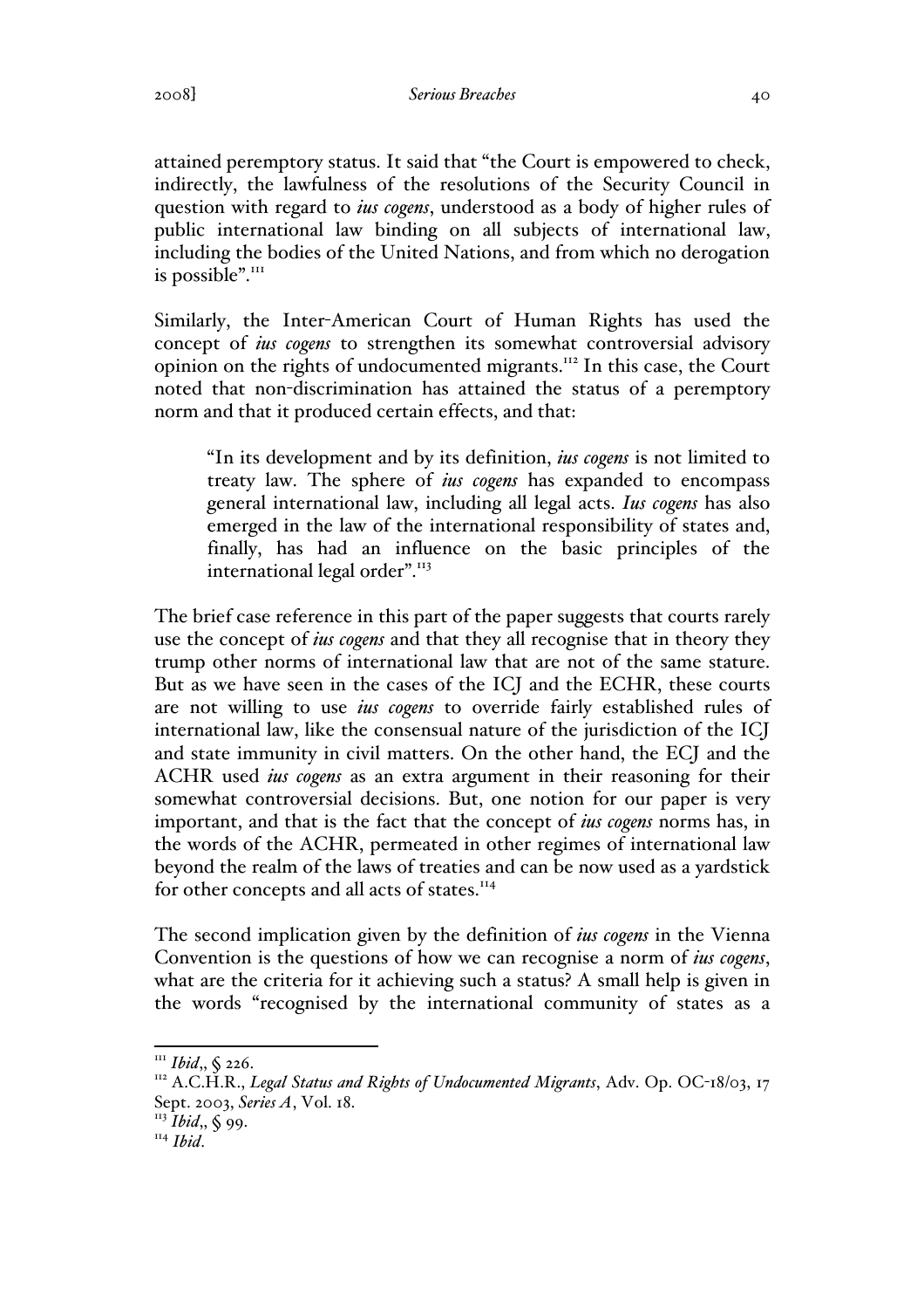attained peremptory status. It said that "the Court is empowered to check, indirectly, the lawfulness of the resolutions of the Security Council in question with regard to *ius cogens*, understood as a body of higher rules of public international law binding on all subjects of international law, including the bodies of the United Nations, and from which no derogation is possible".[111]

Similarly, the Inter-American Court of Human Rights has used the concept of *ius cogens* to strengthen its somewhat controversial advisory opinion on the rights of undocumented migrants.[112] In this case, the Court noted that non-discrimination has attained the status of a peremptory norm and that it produced certain effects, and that:

> "In its development and by its definition, *ius cogens* is not limited to treaty law. The sphere of *ius cogens* has expanded to encompass general international law, including all legal acts. *Ius cogens* has also emerged in the law of the international responsibility of states and, finally, has had an influence on the basic principles of the international legal order".[113]

The brief case reference in this part of the paper suggests that courts rarely use the concept of *ius cogens* and that they all recognise that in theory they trump other norms of international law that are not of the same stature. But as we have seen in the cases of the ICJ and the ECHR, these courts are not willing to use *ius cogens* to override fairly established rules of international law, like the consensual nature of the jurisdiction of the ICJ and state immunity in civil matters. On the other hand, the ECJ and the ACHR used *ius cogens* as an extra argument in their reasoning for their somewhat controversial decisions. But, one notion for our paper is very important, and that is the fact that the concept of *ius cogens* norms has, in the words of the ACHR, permeated in other regimes of international law beyond the realm of the laws of treaties and can be now used as a yardstick for other concepts and all acts of states.[114]

The second implication given by the definition of *ius cogens* in the Vienna Convention is the questions of how we can recognise a norm of *ius cogens*, what are the criteria for it achieving such a status? A small help is given in the words "recognised by the international community of states as a

---

[111] *Ibid*,, § 226.

[112] A.C.H.R., *Legal Status and Rights of Undocumented Migrants*, Adv. Op. OC-18/03, 17 Sept. 2003, *Series A*, Vol. 18.

[113] *Ibid*,, § 99.

[114] *Ibid*.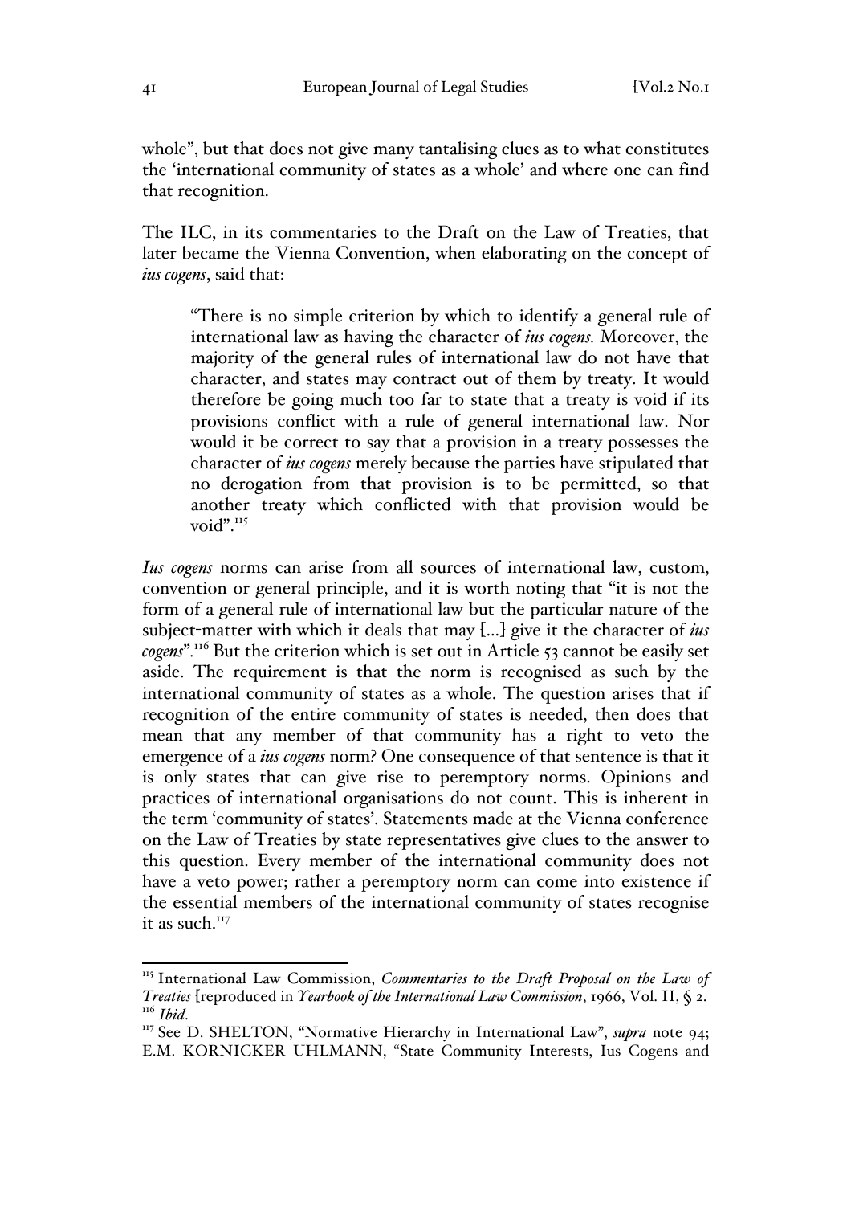whole", but that does not give many tantalising clues as to what constitutes the 'international community of states as a whole' and where one can find that recognition.

The ILC, in its commentaries to the Draft on the Law of Treaties, that later became the Vienna Convention, when elaborating on the concept of *ius cogens*, said that:

> "There is no simple criterion by which to identify a general rule of international law as having the character of *ius cogens.* Moreover, the majority of the general rules of international law do not have that character, and states may contract out of them by treaty. It would therefore be going much too far to state that a treaty is void if its provisions conflict with a rule of general international law. Nor would it be correct to say that a provision in a treaty possesses the character of *ius cogens* merely because the parties have stipulated that no derogation from that provision is to be permitted, so that another treaty which conflicted with that provision would be void".[115]

*Ius cogens* norms can arise from all sources of international law, custom, convention or general principle, and it is worth noting that "it is not the form of a general rule of international law but the particular nature of the subject-matter with which it deals that may [...] give it the character of *ius cogens*".[116] But the criterion which is set out in Article 53 cannot be easily set aside. The requirement is that the norm is recognised as such by the international community of states as a whole. The question arises that if recognition of the entire community of states is needed, then does that mean that any member of that community has a right to veto the emergence of a *ius cogens* norm? One consequence of that sentence is that it is only states that can give rise to peremptory norms. Opinions and practices of international organisations do not count. This is inherent in the term 'community of states'. Statements made at the Vienna conference on the Law of Treaties by state representatives give clues to the answer to this question. Every member of the international community does not have a veto power; rather a peremptory norm can come into existence if the essential members of the international community of states recognise it as such.[117]

---

[115] International Law Commission, *Commentaries to the Draft Proposal on the Law of Treaties* [reproduced in *Yearbook of the International Law Commission*, 1966, Vol. II, § 2.

[116] *Ibid*.

[117] See D. SHELTON, "Normative Hierarchy in International Law", *supra* note 94; E.M. KORNICKER UHLMANN, "State Community Interests, Ius Cogens and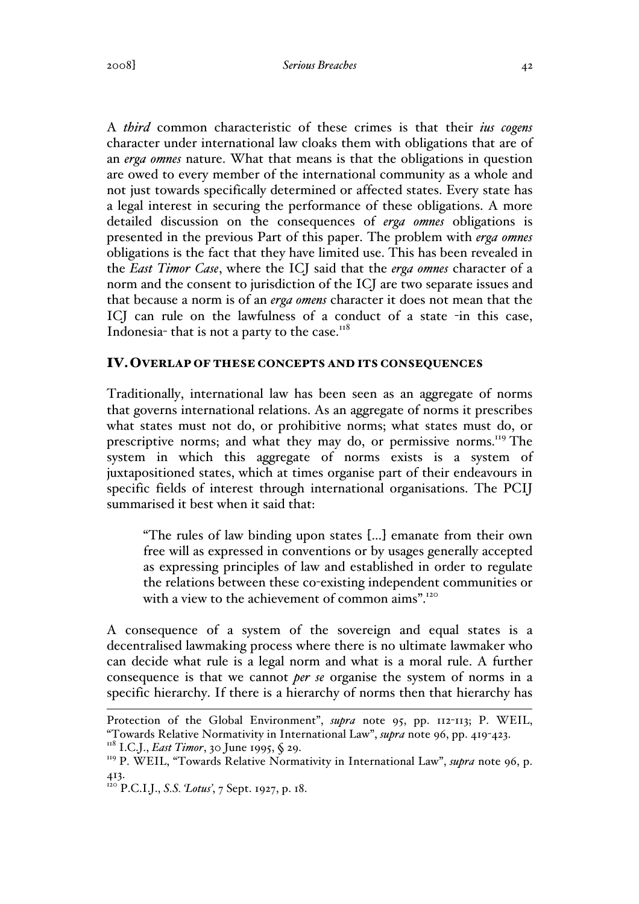A *third* common characteristic of these crimes is that their *ius cogens* character under international law cloaks them with obligations that are of an *erga omnes* nature. What that means is that the obligations in question are owed to every member of the international community as a whole and not just towards specifically determined or affected states. Every state has a legal interest in securing the performance of these obligations. A more detailed discussion on the consequences of *erga omnes* obligations is presented in the previous Part of this paper. The problem with *erga omnes* obligations is the fact that they have limited use. This has been revealed in the *East Timor Case*, where the ICJ said that the *erga omnes* character of a norm and the consent to jurisdiction of the ICJ are two separate issues and that because a norm is of an *erga omens* character it does not mean that the ICJ can rule on the lawfulness of a conduct of a state -in this case, Indonesia- that is not a party to the case.[118]

## IV. OVERLAP OF THESE CONCEPTS AND ITS CONSEQUENCES

Traditionally, international law has been seen as an aggregate of norms that governs international relations. As an aggregate of norms it prescribes what states must not do, or prohibitive norms; what states must do, or prescriptive norms; and what they may do, or permissive norms.[119] The system in which this aggregate of norms exists is a system of juxtapositioned states, which at times organise part of their endeavours in specific fields of interest through international organisations. The PCIJ summarised it best when it said that:

> "The rules of law binding upon states [...] emanate from their own free will as expressed in conventions or by usages generally accepted as expressing principles of law and established in order to regulate the relations between these co-existing independent communities or with a view to the achievement of common aims".[120]

A consequence of a system of the sovereign and equal states is a decentralised lawmaking process where there is no ultimate lawmaker who can decide what rule is a legal norm and what is a moral rule. A further consequence is that we cannot *per se* organise the system of norms in a specific hierarchy. If there is a hierarchy of norms then that hierarchy has

---

Protection of the Global Environment", *supra* note 95, pp. 112-113; P. WEIL, "Towards Relative Normativity in International Law", *supra* note 96, pp. 419-423.

[118] I.C.J., *East Timor*, 30 June 1995, § 29.

[119] P. WEIL, "Towards Relative Normativity in International Law", *supra* note 96, p. 413.

[120] P.C.I.J., *S.S. 'Lotus'*, 7 Sept. 1927, p. 18.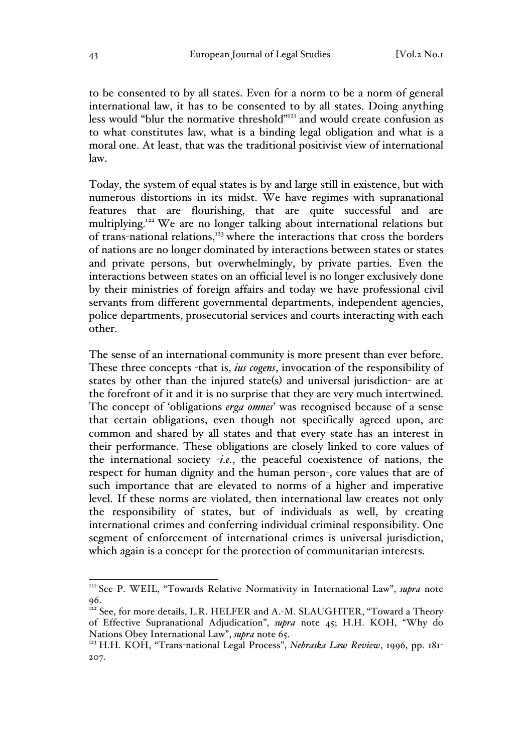to be consented to by all states. Even for a norm to be a norm of general international law, it has to be consented to by all states. Doing anything less would "blur the normative threshold"[121] and would create confusion as to what constitutes law, what is a binding legal obligation and what is a moral one. At least, that was the traditional positivist view of international law.

Today, the system of equal states is by and large still in existence, but with numerous distortions in its midst. We have regimes with supranational features that are flourishing, that are quite successful and are multiplying.[122] We are no longer talking about international relations but of trans-national relations,[123] where the interactions that cross the borders of nations are no longer dominated by interactions between states or states and private persons, but overwhelmingly, by private parties. Even the interactions between states on an official level is no longer exclusively done by their ministries of foreign affairs and today we have professional civil servants from different governmental departments, independent agencies, police departments, prosecutorial services and courts interacting with each other.

The sense of an international community is more present than ever before. These three concepts -that is, *ius cogens*, invocation of the responsibility of states by other than the injured state(s) and universal jurisdiction- are at the forefront of it and it is no surprise that they are very much intertwined. The concept of 'obligations *erga omnes*' was recognised because of a sense that certain obligations, even though not specifically agreed upon, are common and shared by all states and that every state has an interest in their performance. These obligations are closely linked to core values of the international society -*i.e.*, the peaceful coexistence of nations, the respect for human dignity and the human person-, core values that are of such importance that are elevated to norms of a higher and imperative level. If these norms are violated, then international law creates not only the responsibility of states, but of individuals as well, by creating international crimes and conferring individual criminal responsibility. One segment of enforcement of international crimes is universal jurisdiction, which again is a concept for the protection of communitarian interests.

---

[121] See P. WEIL, "Towards Relative Normativity in International Law", *supra* note 96.

[122] See, for more details, L.R. HELFER and A.-M. SLAUGHTER, "Toward a Theory of Effective Supranational Adjudication", *supra* note 45; H.H. KOH, "Why do Nations Obey International Law", *supra* note 65.

[123] H.H. KOH, "Trans-national Legal Process", *Nebraska Law Review*, 1996, pp. 181-207.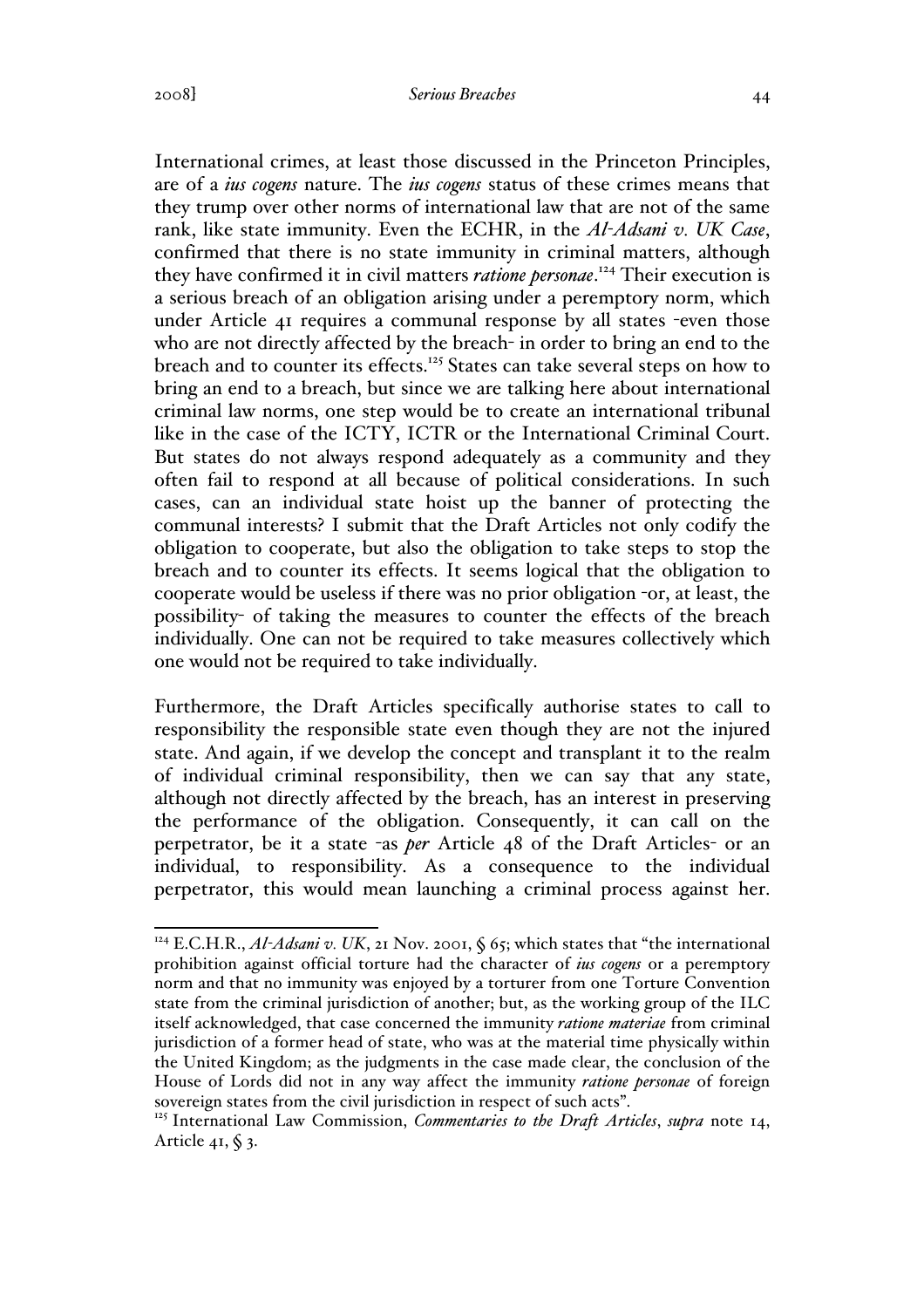International crimes, at least those discussed in the Princeton Principles, are of a *ius cogens* nature. The *ius cogens* status of these crimes means that they trump over other norms of international law that are not of the same rank, like state immunity. Even the ECHR, in the *Al-Adsani v. UK Case*, confirmed that there is no state immunity in criminal matters, although they have confirmed it in civil matters *ratione personae*.[124] Their execution is a serious breach of an obligation arising under a peremptory norm, which under Article 41 requires a communal response by all states -even those who are not directly affected by the breach- in order to bring an end to the breach and to counter its effects.[125] States can take several steps on how to bring an end to a breach, but since we are talking here about international criminal law norms, one step would be to create an international tribunal like in the case of the ICTY, ICTR or the International Criminal Court. But states do not always respond adequately as a community and they often fail to respond at all because of political considerations. In such cases, can an individual state hoist up the banner of protecting the communal interests? I submit that the Draft Articles not only codify the obligation to cooperate, but also the obligation to take steps to stop the breach and to counter its effects. It seems logical that the obligation to cooperate would be useless if there was no prior obligation -or, at least, the possibility- of taking the measures to counter the effects of the breach individually. One can not be required to take measures collectively which one would not be required to take individually.

Furthermore, the Draft Articles specifically authorise states to call to responsibility the responsible state even though they are not the injured state. And again, if we develop the concept and transplant it to the realm of individual criminal responsibility, then we can say that any state, although not directly affected by the breach, has an interest in preserving the performance of the obligation. Consequently, it can call on the perpetrator, be it a state -as *per* Article 48 of the Draft Articles- or an individual, to responsibility. As a consequence to the individual perpetrator, this would mean launching a criminal process against her.

---

[124] E.C.H.R., *Al-Adsani v. UK*, 21 Nov. 2001, § 65; which states that "the international prohibition against official torture had the character of *ius cogens* or a peremptory norm and that no immunity was enjoyed by a torturer from one Torture Convention state from the criminal jurisdiction of another; but, as the working group of the ILC itself acknowledged, that case concerned the immunity *ratione materiae* from criminal jurisdiction of a former head of state, who was at the material time physically within the United Kingdom; as the judgments in the case made clear, the conclusion of the House of Lords did not in any way affect the immunity *ratione personae* of foreign sovereign states from the civil jurisdiction in respect of such acts".

[125] International Law Commission, *Commentaries to the Draft Articles*, *supra* note 14, Article 41, § 3.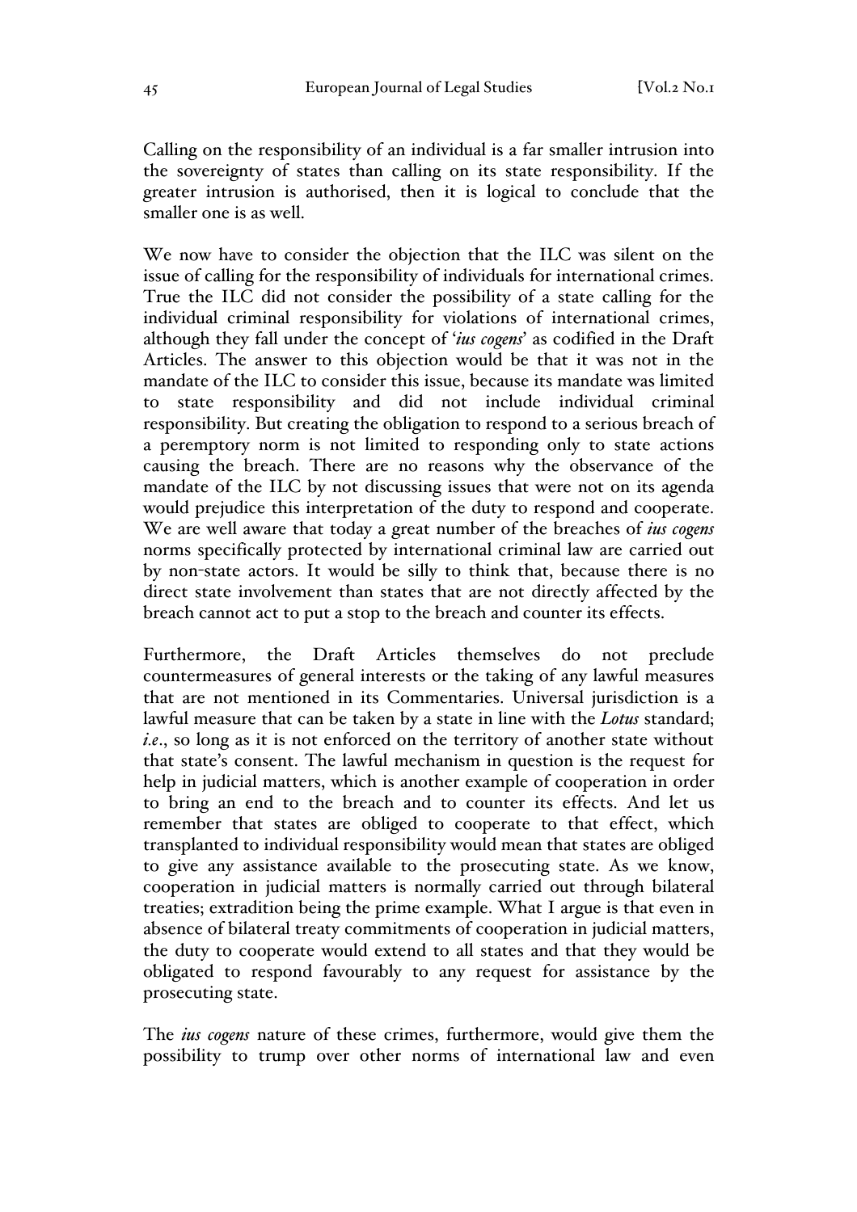Calling on the responsibility of an individual is a far smaller intrusion into the sovereignty of states than calling on its state responsibility. If the greater intrusion is authorised, then it is logical to conclude that the smaller one is as well.

We now have to consider the objection that the ILC was silent on the issue of calling for the responsibility of individuals for international crimes. True the ILC did not consider the possibility of a state calling for the individual criminal responsibility for violations of international crimes, although they fall under the concept of '*ius cogens*' as codified in the Draft Articles. The answer to this objection would be that it was not in the mandate of the ILC to consider this issue, because its mandate was limited to state responsibility and did not include individual criminal responsibility. But creating the obligation to respond to a serious breach of a peremptory norm is not limited to responding only to state actions causing the breach. There are no reasons why the observance of the mandate of the ILC by not discussing issues that were not on its agenda would prejudice this interpretation of the duty to respond and cooperate. We are well aware that today a great number of the breaches of *ius cogens* norms specifically protected by international criminal law are carried out by non-state actors. It would be silly to think that, because there is no direct state involvement than states that are not directly affected by the breach cannot act to put a stop to the breach and counter its effects.

Furthermore, the Draft Articles themselves do not preclude countermeasures of general interests or the taking of any lawful measures that are not mentioned in its Commentaries. Universal jurisdiction is a lawful measure that can be taken by a state in line with the *Lotus* standard; *i.e*., so long as it is not enforced on the territory of another state without that state's consent. The lawful mechanism in question is the request for help in judicial matters, which is another example of cooperation in order to bring an end to the breach and to counter its effects. And let us remember that states are obliged to cooperate to that effect, which transplanted to individual responsibility would mean that states are obliged to give any assistance available to the prosecuting state. As we know, cooperation in judicial matters is normally carried out through bilateral treaties; extradition being the prime example. What I argue is that even in absence of bilateral treaty commitments of cooperation in judicial matters, the duty to cooperate would extend to all states and that they would be obligated to respond favourably to any request for assistance by the prosecuting state.

The *ius cogens* nature of these crimes, furthermore, would give them the possibility to trump over other norms of international law and even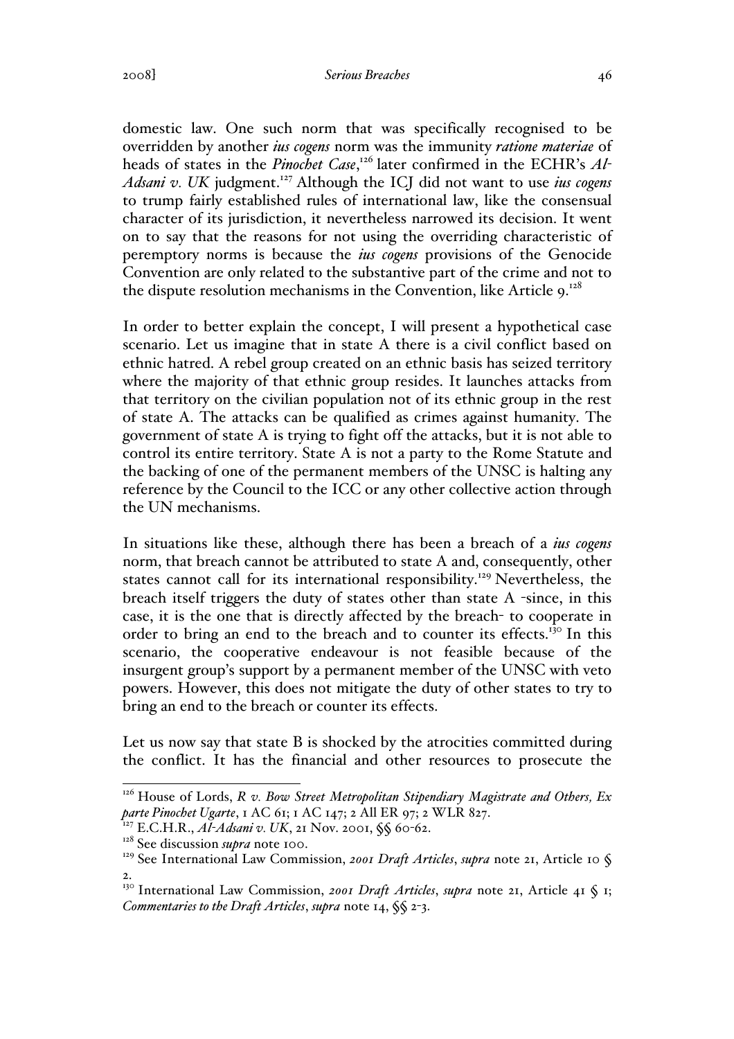domestic law. One such norm that was specifically recognised to be overridden by another *ius cogens* norm was the immunity *ratione materiae* of heads of states in the *Pinochet Case*,[126] later confirmed in the ECHR's *Al-Adsani v. UK* judgment.[127] Although the ICJ did not want to use *ius cogens* to trump fairly established rules of international law, like the consensual character of its jurisdiction, it nevertheless narrowed its decision. It went on to say that the reasons for not using the overriding characteristic of peremptory norms is because the *ius cogens* provisions of the Genocide Convention are only related to the substantive part of the crime and not to the dispute resolution mechanisms in the Convention, like Article 9.[128]

In order to better explain the concept, I will present a hypothetical case scenario. Let us imagine that in state A there is a civil conflict based on ethnic hatred. A rebel group created on an ethnic basis has seized territory where the majority of that ethnic group resides. It launches attacks from that territory on the civilian population not of its ethnic group in the rest of state A. The attacks can be qualified as crimes against humanity. The government of state A is trying to fight off the attacks, but it is not able to control its entire territory. State A is not a party to the Rome Statute and the backing of one of the permanent members of the UNSC is halting any reference by the Council to the ICC or any other collective action through the UN mechanisms.

In situations like these, although there has been a breach of a *ius cogens* norm, that breach cannot be attributed to state A and, consequently, other states cannot call for its international responsibility.[129] Nevertheless, the breach itself triggers the duty of states other than state A -since, in this case, it is the one that is directly affected by the breach- to cooperate in order to bring an end to the breach and to counter its effects.[130] In this scenario, the cooperative endeavour is not feasible because of the insurgent group's support by a permanent member of the UNSC with veto powers. However, this does not mitigate the duty of other states to try to bring an end to the breach or counter its effects.

Let us now say that state B is shocked by the atrocities committed during the conflict. It has the financial and other resources to prosecute the

---

[126] House of Lords, *R v. Bow Street Metropolitan Stipendiary Magistrate and Others, Ex parte Pinochet Ugarte*, 1 AC 61; 1 AC 147; 2 All ER 97; 2 WLR 827.

[127] E.C.H.R., *Al-Adsani v. UK*, 21 Nov. 2001, §§ 60-62.

[128] See discussion *supra* note 100.

[129] See International Law Commission, *2001 Draft Articles*, *supra* note 21, Article 10 § 2.

[130] International Law Commission, *2001 Draft Articles*, *supra* note 21, Article 41 § 1; *Commentaries to the Draft Articles*, *supra* note 14, §§ 2-3.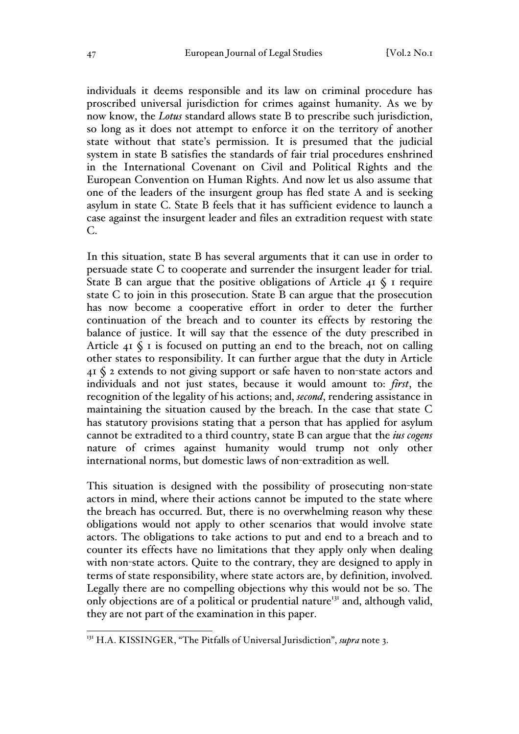individuals it deems responsible and its law on criminal procedure has proscribed universal jurisdiction for crimes against humanity. As we by now know, the *Lotus* standard allows state B to prescribe such jurisdiction, so long as it does not attempt to enforce it on the territory of another state without that state's permission. It is presumed that the judicial system in state B satisfies the standards of fair trial procedures enshrined in the International Covenant on Civil and Political Rights and the European Convention on Human Rights. And now let us also assume that one of the leaders of the insurgent group has fled state A and is seeking asylum in state C. State B feels that it has sufficient evidence to launch a case against the insurgent leader and files an extradition request with state C.

In this situation, state B has several arguments that it can use in order to persuade state C to cooperate and surrender the insurgent leader for trial. State B can argue that the positive obligations of Article 41 § 1 require state C to join in this prosecution. State B can argue that the prosecution has now become a cooperative effort in order to deter the further continuation of the breach and to counter its effects by restoring the balance of justice. It will say that the essence of the duty prescribed in Article 41 § 1 is focused on putting an end to the breach, not on calling other states to responsibility. It can further argue that the duty in Article 41 § 2 extends to not giving support or safe haven to non-state actors and individuals and not just states, because it would amount to: *first*, the recognition of the legality of his actions; and, *second*, rendering assistance in maintaining the situation caused by the breach. In the case that state C has statutory provisions stating that a person that has applied for asylum cannot be extradited to a third country, state B can argue that the *ius cogens* nature of crimes against humanity would trump not only other international norms, but domestic laws of non-extradition as well.

This situation is designed with the possibility of prosecuting non-state actors in mind, where their actions cannot be imputed to the state where the breach has occurred. But, there is no overwhelming reason why these obligations would not apply to other scenarios that would involve state actors. The obligations to take actions to put and end to a breach and to counter its effects have no limitations that they apply only when dealing with non-state actors. Quite to the contrary, they are designed to apply in terms of state responsibility, where state actors are, by definition, involved. Legally there are no compelling objections why this would not be so. The only objections are of a political or prudential nature[131] and, although valid, they are not part of the examination in this paper.

[131] H.A. KISSINGER, "The Pitfalls of Universal Jurisdiction", *supra* note 3.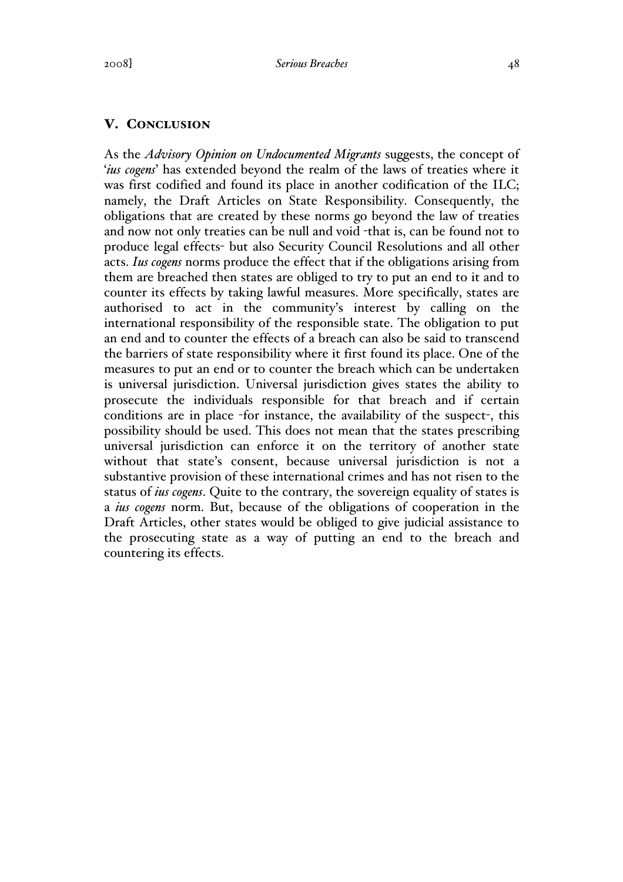## V. Conclusion

As the *Advisory Opinion on Undocumented Migrants* suggests, the concept of '*ius cogens*' has extended beyond the realm of the laws of treaties where it was first codified and found its place in another codification of the ILC; namely, the Draft Articles on State Responsibility. Consequently, the obligations that are created by these norms go beyond the law of treaties and now not only treaties can be null and void -that is, can be found not to produce legal effects- but also Security Council Resolutions and all other acts. *Ius cogens* norms produce the effect that if the obligations arising from them are breached then states are obliged to try to put an end to it and to counter its effects by taking lawful measures. More specifically, states are authorised to act in the community's interest by calling on the international responsibility of the responsible state. The obligation to put an end and to counter the effects of a breach can also be said to transcend the barriers of state responsibility where it first found its place. One of the measures to put an end or to counter the breach which can be undertaken is universal jurisdiction. Universal jurisdiction gives states the ability to prosecute the individuals responsible for that breach and if certain conditions are in place -for instance, the availability of the suspect-, this possibility should be used. This does not mean that the states prescribing universal jurisdiction can enforce it on the territory of another state without that state's consent, because universal jurisdiction is not a substantive provision of these international crimes and has not risen to the status of *ius cogens*. Quite to the contrary, the sovereign equality of states is a *ius cogens* norm. But, because of the obligations of cooperation in the Draft Articles, other states would be obliged to give judicial assistance to the prosecuting state as a way of putting an end to the breach and countering its effects.